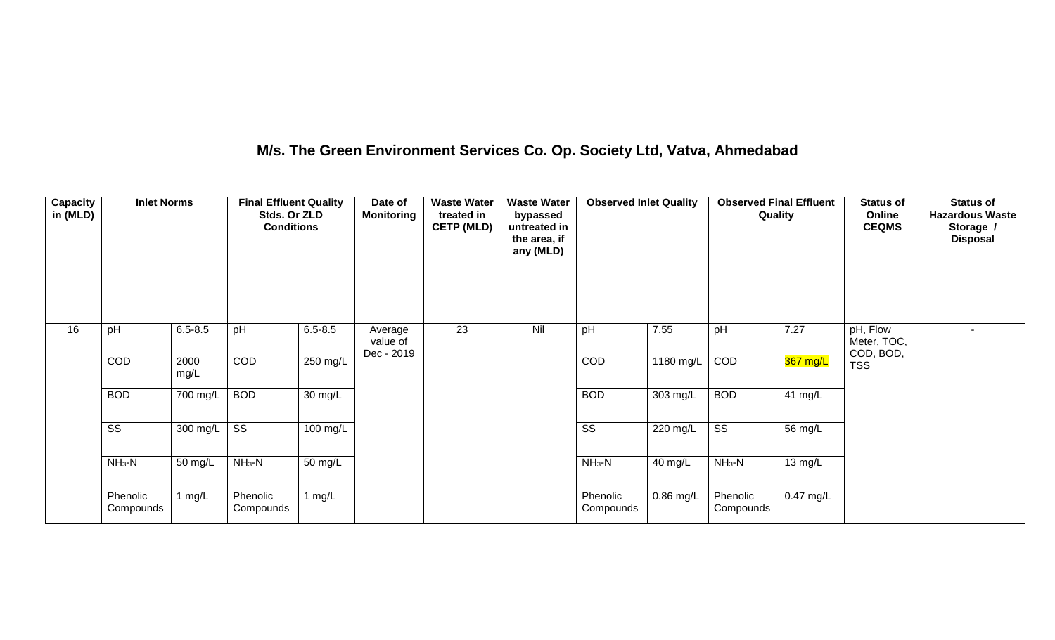# M/s. The Green Environment Services Co. Op. Society Ltd, Vatva, Ahmedabad

| Capacity in (MLD) | Inlet Norms | | Final Effluent Quality Stds. Or ZLD Conditions | | Date of Monitoring | Waste Water treated in CETP (MLD) | Waste Water bypassed untreated in the area, if any (MLD) | Observed Inlet Quality | | Observed Final Effluent Quality | | Status of Online CEQMS | Status of Hazardous Waste Storage / Disposal |
|---|---|---|---|---|---|---|---|---|---|---|---|---|---|
| 16 | pH | 6.5-8.5 | pH | 6.5-8.5 | Average value of Dec - 2019 | 23 | Nil | pH | 7.55 | pH | 7.27 | pH, Flow Meter, TOC, COD, BOD, TSS | - |
| | COD | 2000 mg/L | COD | 250 mg/L | | | | COD | 1180 mg/L | COD | 367 mg/L | | |
| | BOD | 700 mg/L | BOD | 30 mg/L | | | | BOD | 303 mg/L | BOD | 41 mg/L | | |
| | SS | 300 mg/L | SS | 100 mg/L | | | | SS | 220 mg/L | SS | 56 mg/L | | |
| | $NH_3$-N | 50 mg/L | $NH_3$-N | 50 mg/L | | | | $NH_3$-N | 40 mg/L | $NH_3$-N | 13 mg/L | | |
| | Phenolic Compounds | 1 mg/L | Phenolic Compounds | 1 mg/L | | | | Phenolic Compounds | 0.86 mg/L | Phenolic Compounds | 0.47 mg/L | | |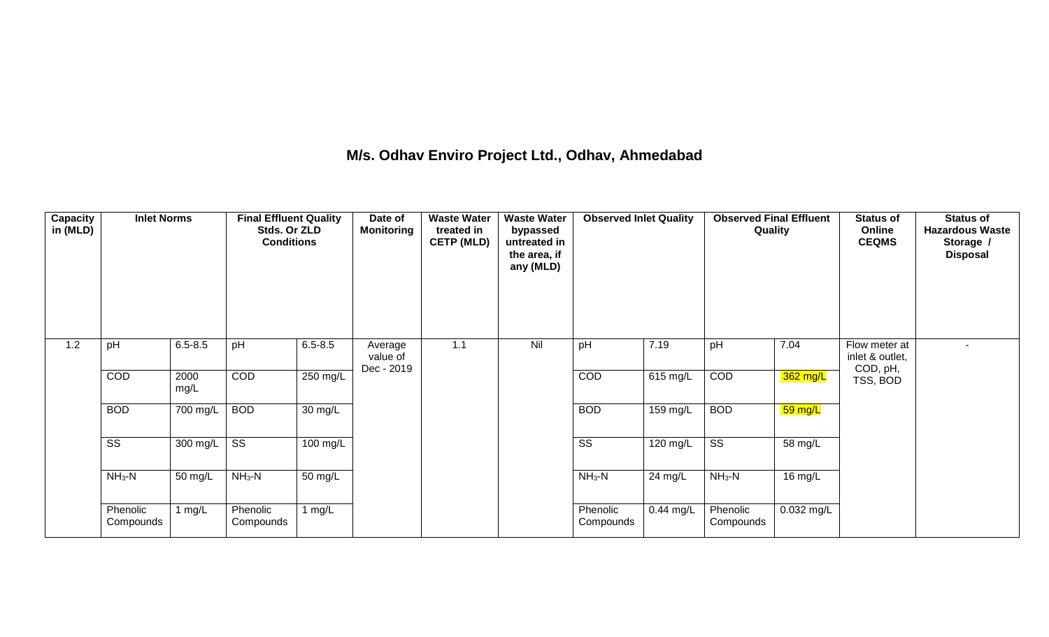# M/s. Odhav Enviro Project Ltd., Odhav, Ahmedabad

| Capacity in (MLD) | Inlet Norms | | Final Effluent Quality Stds. Or ZLD Conditions | | Date of Monitoring | Waste Water treated in CETP (MLD) | Waste Water bypassed untreated in the area, if any (MLD) | Observed Inlet Quality | | Observed Final Effluent Quality | | Status of Online CEQMS | Status of Hazardous Waste Storage / Disposal |
|---|---|---|---|---|---|---|---|---|---|---|---|---|---|
| 1.2 | pH | 6.5-8.5 | pH | 6.5-8.5 | Average value of Dec - 2019 | 1.1 | Nil | pH | 7.19 | pH | 7.04 | Flow meter at inlet & outlet, COD, pH, TSS, BOD | - |
| | COD | 2000 mg/L | COD | 250 mg/L | | | | COD | 615 mg/L | COD | 362 mg/L | | |
| | BOD | 700 mg/L | BOD | 30 mg/L | | | | BOD | 159 mg/L | BOD | 59 mg/L | | |
| | SS | 300 mg/L | SS | 100 mg/L | | | | SS | 120 mg/L | SS | 58 mg/L | | |
| | $NH_3$-N | 50 mg/L | $NH_3$-N | 50 mg/L | | | | $NH_3$-N | 24 mg/L | $NH_3$-N | 16 mg/L | | |
| | Phenolic Compounds | 1 mg/L | Phenolic Compounds | 1 mg/L | | | | Phenolic Compounds | 0.44 mg/L | Phenolic Compounds | 0.032 mg/L | | |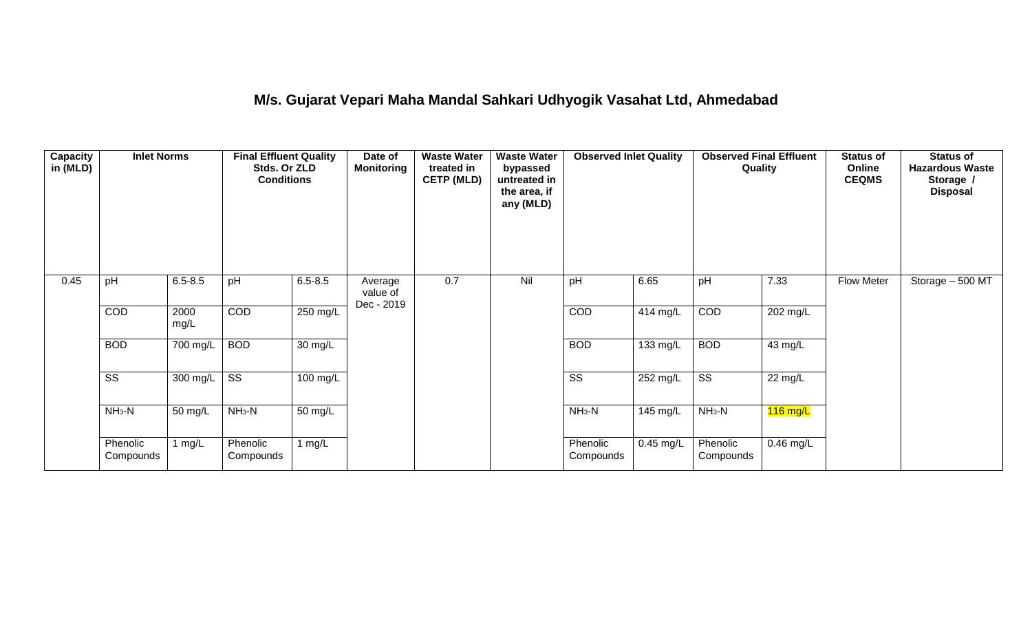# M/s. Gujarat Vepari Maha Mandal Sahkari Udhyogik Vasahat Ltd, Ahmedabad

| Capacity in (MLD) | Inlet Norms | | Final Effluent Quality Stds. Or ZLD Conditions | | Date of Monitoring | Waste Water treated in CETP (MLD) | Waste Water bypassed untreated in the area, if any (MLD) | Observed Inlet Quality | | Observed Final Effluent Quality | | Status of Online CEQMS | Status of Hazardous Waste Storage / Disposal |
|---|---|---|---|---|---|---|---|---|---|---|---|---|---|
| 0.45 | pH | 6.5-8.5 | pH | 6.5-8.5 | Average value of Dec - 2019 | 0.7 | Nil | pH | 6.65 | pH | 7.33 | Flow Meter | Storage – 500 MT |
| | COD | 2000 mg/L | COD | 250 mg/L | | | | COD | 414 mg/L | COD | 202 mg/L | | |
| | BOD | 700 mg/L | BOD | 30 mg/L | | | | BOD | 133 mg/L | BOD | 43 mg/L | | |
| | SS | 300 mg/L | SS | 100 mg/L | | | | SS | 252 mg/L | SS | 22 mg/L | | |
| | $NH_3$-N | 50 mg/L | $NH_3$-N | 50 mg/L | | | | $NH_3$-N | 145 mg/L | $NH_3$-N | 116 mg/L | | |
| | Phenolic Compounds | 1 mg/L | Phenolic Compounds | 1 mg/L | | | | Phenolic Compounds | 0.45 mg/L | Phenolic Compounds | 0.46 mg/L | | |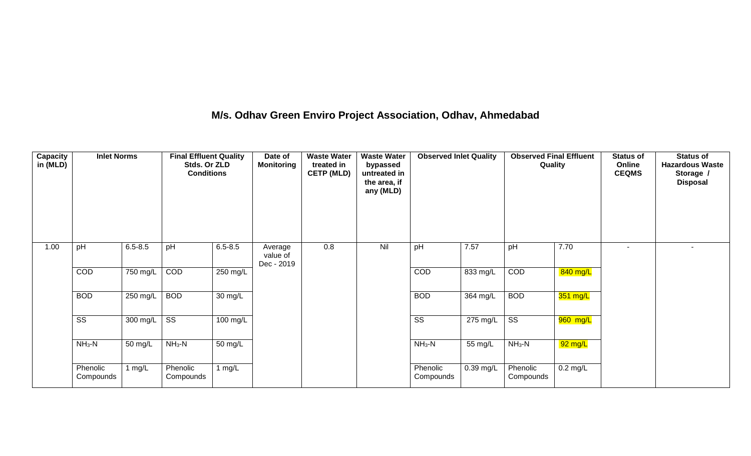## M/s. Odhav Green Enviro Project Association, Odhav, Ahmedabad

| Capacity in (MLD) | Inlet Norms | | Final Effluent Quality Stds. Or ZLD Conditions | | Date of Monitoring | Waste Water treated in CETP (MLD) | Waste Water bypassed untreated in the area, if any (MLD) | Observed Inlet Quality | | Observed Final Effluent Quality | | Status of Online CEQMS | Status of Hazardous Waste Storage / Disposal |
|---|---|---|---|---|---|---|---|---|---|---|---|---|---|
| 1.00 | pH | 6.5-8.5 | pH | 6.5-8.5 | Average value of Dec - 2019 | 0.8 | Nil | pH | 7.57 | pH | 7.70 | - | - |
| | COD | 750 mg/L | COD | 250 mg/L | | | | COD | 833 mg/L | COD | 840 mg/L | | |
| | BOD | 250 mg/L | BOD | 30 mg/L | | | | BOD | 364 mg/L | BOD | 351 mg/L | | |
| | SS | 300 mg/L | SS | 100 mg/L | | | | SS | 275 mg/L | SS | 960 mg/L | | |
| | $NH_3$-N | 50 mg/L | $NH_3$-N | 50 mg/L | | | | $NH_3$-N | 55 mg/L | $NH_3$-N | 92 mg/L | | |
| | Phenolic Compounds | 1 mg/L | Phenolic Compounds | 1 mg/L | | | | Phenolic Compounds | 0.39 mg/L | Phenolic Compounds | 0.2 mg/L | | |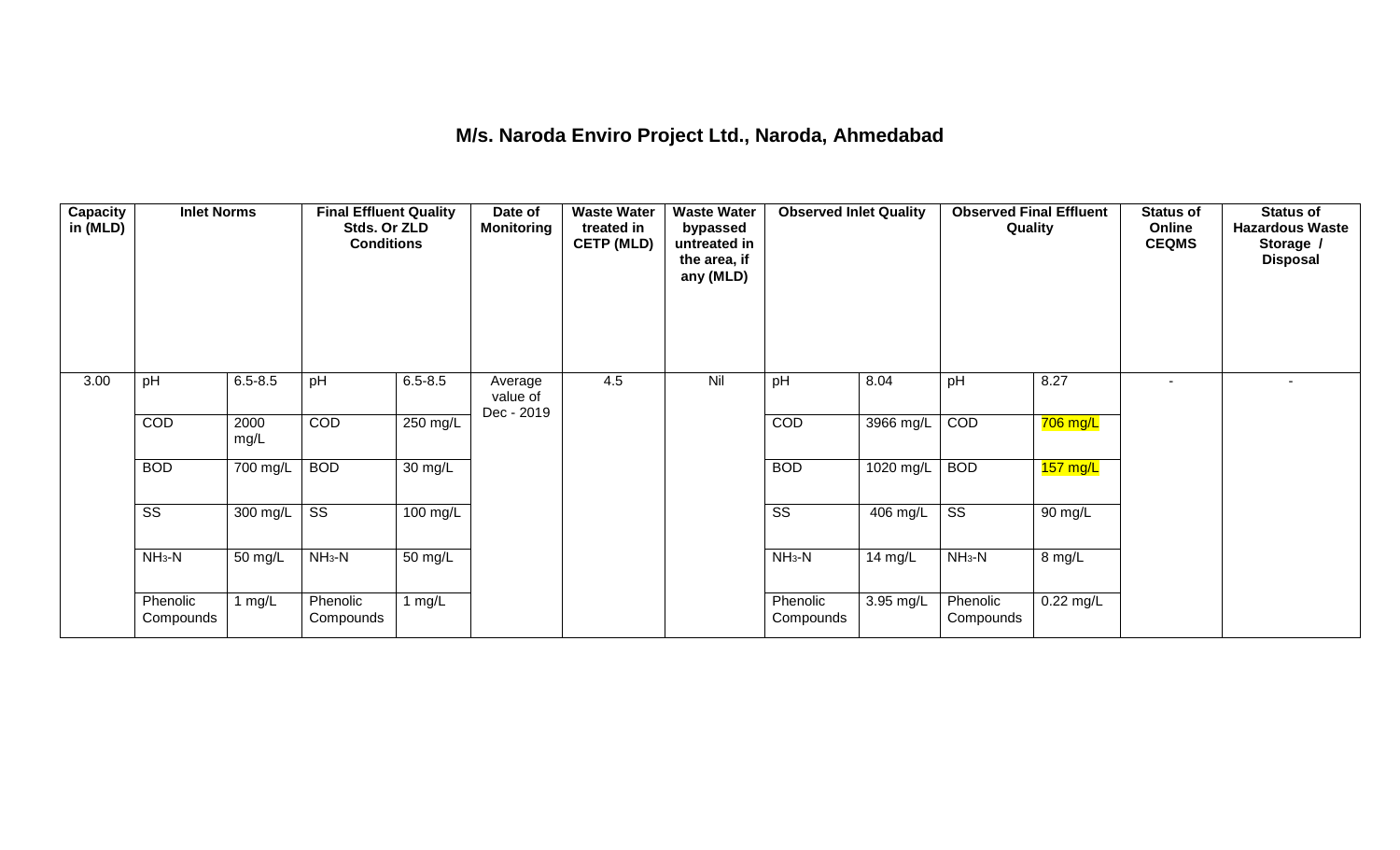# M/s. Naroda Enviro Project Ltd., Naroda, Ahmedabad

| Capacity in (MLD) | Inlet Norms | | Final Effluent Quality Stds. Or ZLD Conditions | | Date of Monitoring | Waste Water treated in CETP (MLD) | Waste Water bypassed untreated in the area, if any (MLD) | Observed Inlet Quality | | Observed Final Effluent Quality | | Status of Online CEQMS | Status of Hazardous Waste Storage / Disposal |
|---|---|---|---|---|---|---|---|---|---|---|---|---|---|
| 3.00 | pH | 6.5-8.5 | pH | 6.5-8.5 | Average value of Dec - 2019 | 4.5 | Nil | pH | 8.04 | pH | 8.27 | - | - |
| | COD | 2000 mg/L | COD | 250 mg/L | | | | COD | 3966 mg/L | COD | 706 mg/L | | |
| | BOD | 700 mg/L | BOD | 30 mg/L | | | | BOD | 1020 mg/L | BOD | 157 mg/L | | |
| | SS | 300 mg/L | SS | 100 mg/L | | | | SS | 406 mg/L | SS | 90 mg/L | | |
| | $NH_3$-N | 50 mg/L | $NH_3$-N | 50 mg/L | | | | $NH_3$-N | 14 mg/L | $NH_3$-N | 8 mg/L | | |
| | Phenolic Compounds | 1 mg/L | Phenolic Compounds | 1 mg/L | | | | Phenolic Compounds | 3.95 mg/L | Phenolic Compounds | 0.22 mg/L | | |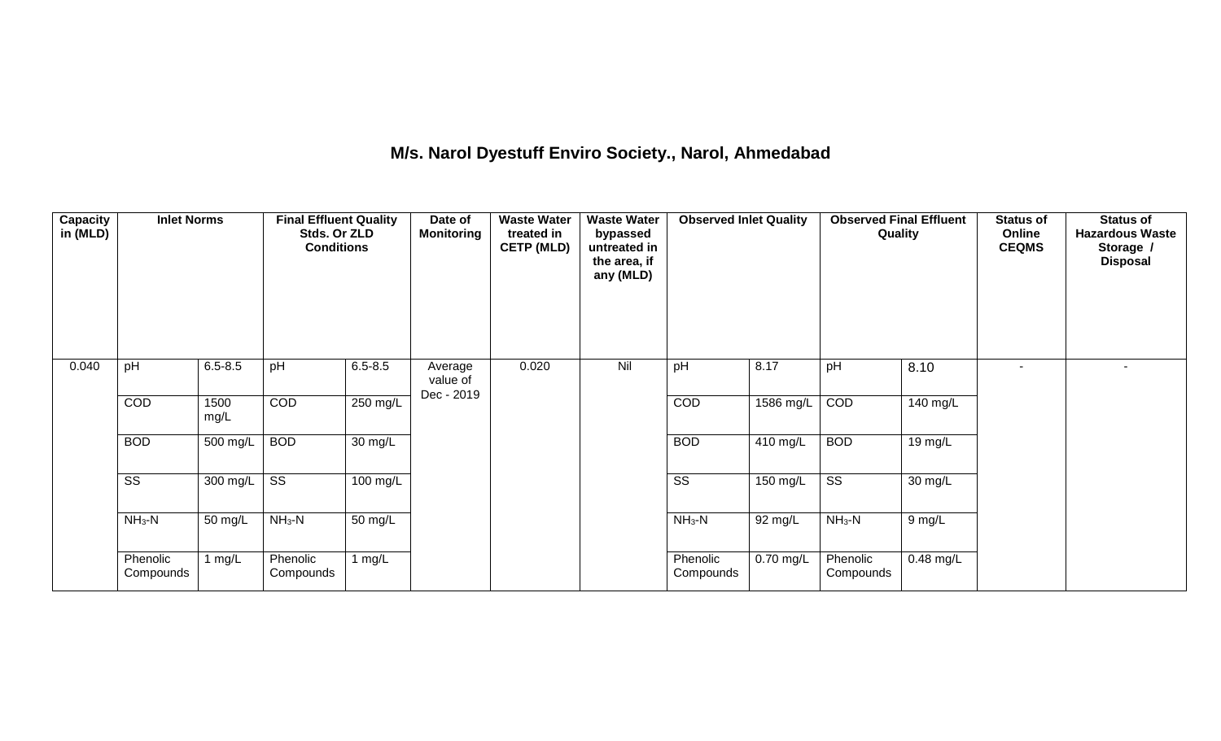# M/s. Narol Dyestuff Enviro Society., Narol, Ahmedabad

| Capacity in (MLD) | Inlet Norms | | Final Effluent Quality Stds. Or ZLD Conditions | | Date of Monitoring | Waste Water treated in CETP (MLD) | Waste Water bypassed untreated in the area, if any (MLD) | Observed Inlet Quality | | Observed Final Effluent Quality | | Status of Online CEQMS | Status of Hazardous Waste Storage / Disposal |
|---|---|---|---|---|---|---|---|---|---|---|---|---|---|
| 0.040 | pH | 6.5-8.5 | pH | 6.5-8.5 | Average value of Dec - 2019 | 0.020 | Nil | pH | 8.17 | pH | 8.10 | - | - |
| | COD | 1500 mg/L | COD | 250 mg/L | | | | COD | 1586 mg/L | COD | 140 mg/L | | |
| | BOD | 500 mg/L | BOD | 30 mg/L | | | | BOD | 410 mg/L | BOD | 19 mg/L | | |
| | SS | 300 mg/L | SS | 100 mg/L | | | | SS | 150 mg/L | SS | 30 mg/L | | |
| | $NH_3$-N | 50 mg/L | $NH_3$-N | 50 mg/L | | | | $NH_3$-N | 92 mg/L | $NH_3$-N | 9 mg/L | | |
| | Phenolic Compounds | 1 mg/L | Phenolic Compounds | 1 mg/L | | | | Phenolic Compounds | 0.70 mg/L | Phenolic Compounds | 0.48 mg/L | | |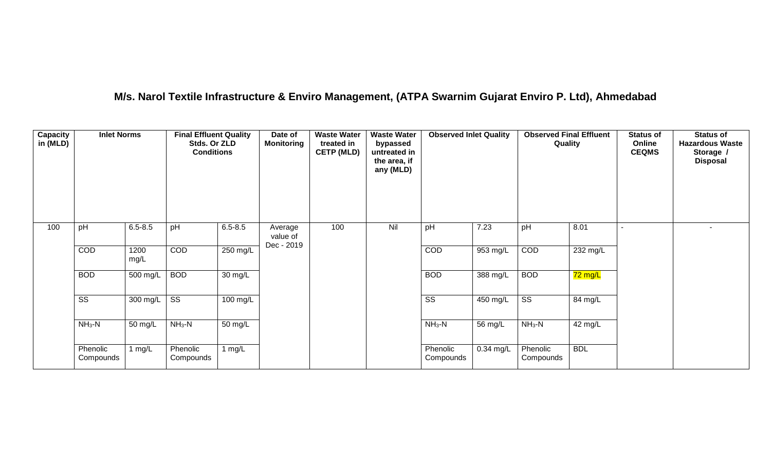## M/s. Narol Textile Infrastructure & Enviro Management, (ATPA Swarnim Gujarat Enviro P. Ltd), Ahmedabad

| Capacity in (MLD) | Inlet Norms | | Final Effluent Quality Stds. Or ZLD Conditions | | Date of Monitoring | Waste Water treated in CETP (MLD) | Waste Water bypassed untreated in the area, if any (MLD) | Observed Inlet Quality | | Observed Final Effluent Quality | | Status of Online CEQMS | Status of Hazardous Waste Storage / Disposal |
|---|---|---|---|---|---|---|---|---|---|---|---|---|---|
| 100 | pH | 6.5-8.5 | pH | 6.5-8.5 | Average value of Dec - 2019 | 100 | Nil | pH | 7.23 | pH | 8.01 | - | - |
| | COD | 1200 mg/L | COD | 250 mg/L | | | | COD | 953 mg/L | COD | 232 mg/L | | |
| | BOD | 500 mg/L | BOD | 30 mg/L | | | | BOD | 388 mg/L | BOD | 72 mg/L | | |
| | SS | 300 mg/L | SS | 100 mg/L | | | | SS | 450 mg/L | SS | 84 mg/L | | |
| | $NH_3$-N | 50 mg/L | $NH_3$-N | 50 mg/L | | | | $NH_3$-N | 56 mg/L | $NH_3$-N | 42 mg/L | | |
| | Phenolic Compounds | 1 mg/L | Phenolic Compounds | 1 mg/L | | | | Phenolic Compounds | 0.34 mg/L | Phenolic Compounds | BDL | | |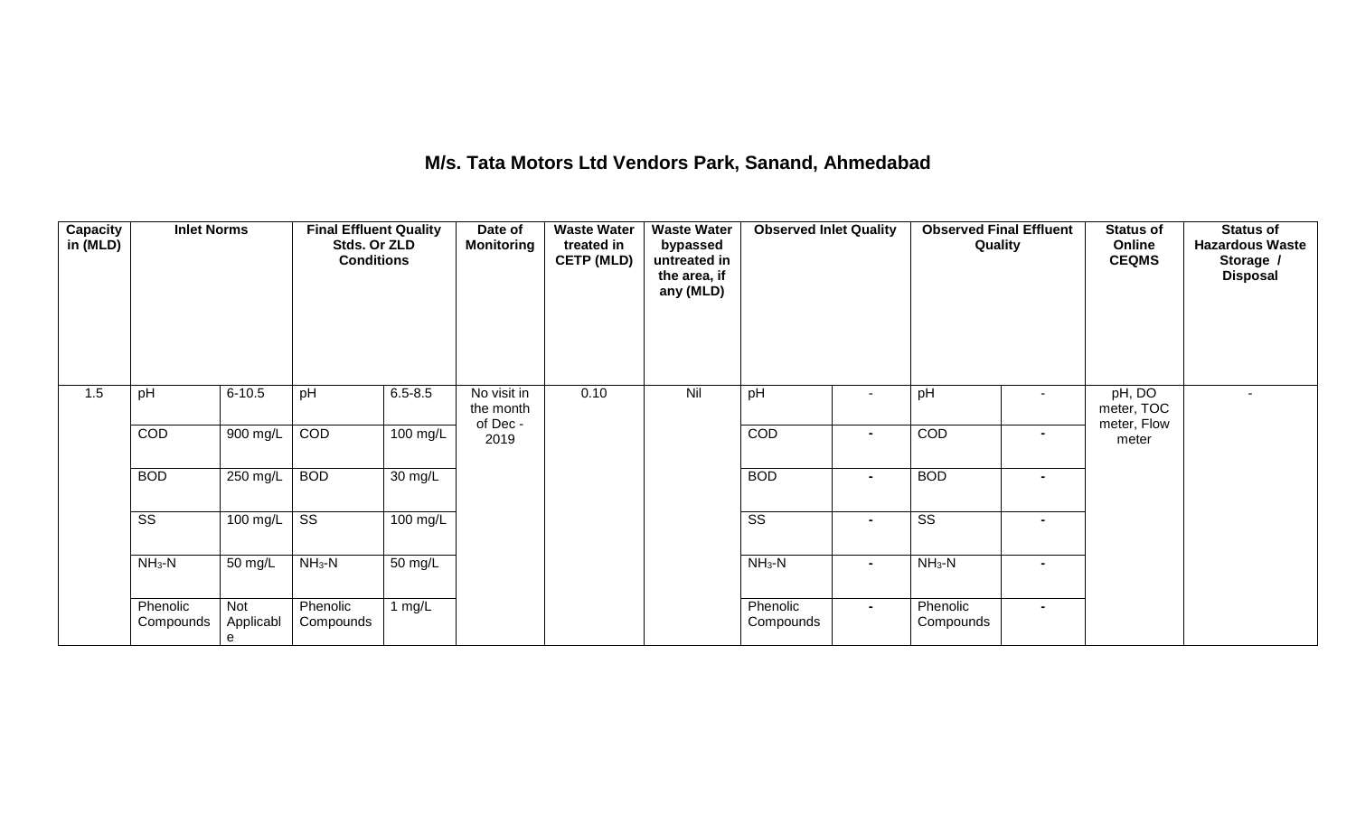# M/s. Tata Motors Ltd Vendors Park, Sanand, Ahmedabad

| Capacity in (MLD) | Inlet Norms | | Final Effluent Quality Stds. Or ZLD Conditions | | Date of Monitoring | Waste Water treated in CETP (MLD) | Waste Water bypassed untreated in the area, if any (MLD) | Observed Inlet Quality | | Observed Final Effluent Quality | | Status of Online CEQMS | Status of Hazardous Waste Storage / Disposal |
|---|---|---|---|---|---|---|---|---|---|---|---|---|---|
| 1.5 | pH | 6-10.5 | pH | 6.5-8.5 | No visit in the month of Dec - 2019 | 0.10 | Nil | pH | - | pH | - | pH, DO meter, TOC meter, Flow meter | - |
| | COD | 900 mg/L | COD | 100 mg/L | | | | COD | - | COD | - | | |
| | BOD | 250 mg/L | BOD | 30 mg/L | | | | BOD | - | BOD | - | | |
| | SS | 100 mg/L | SS | 100 mg/L | | | | SS | - | SS | - | | |
| | $NH_3$-N | 50 mg/L | $NH_3$-N | 50 mg/L | | | | $NH_3$-N | - | $NH_3$-N | - | | |
| | Phenolic Compounds | Not Applicable | Phenolic Compounds | 1 mg/L | | | | Phenolic Compounds | - | Phenolic Compounds | - | | |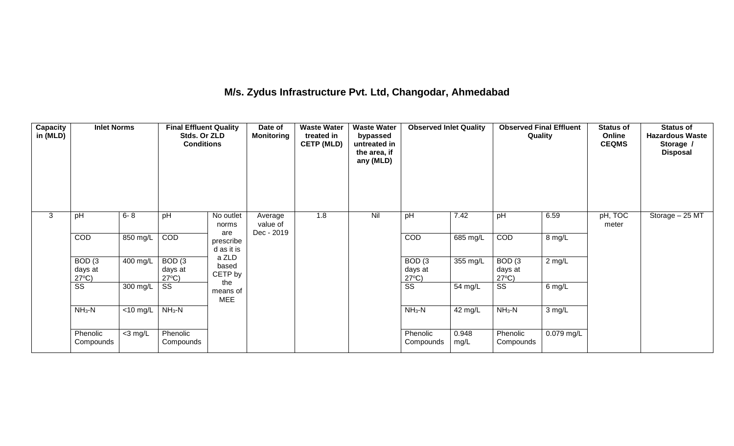# M/s. Zydus Infrastructure Pvt. Ltd, Changodar, Ahmedabad

| Capacity in (MLD) | Inlet Norms | | Final Effluent Quality Stds. Or ZLD Conditions | | Date of Monitoring | Waste Water treated in CETP (MLD) | Waste Water bypassed untreated in the area, if any (MLD) | Observed Inlet Quality | | Observed Final Effluent Quality | | Status of Online CEQMS | Status of Hazardous Waste Storage / Disposal |
|---|---|---|---|---|---|---|---|---|---|---|---|---|---|
| 3 | pH | 6- 8 | pH | No outlet norms are prescribed as it is a ZLD based CETP by the means of MEE | Average value of Dec - 2019 | 1.8 | Nil | pH | 7.42 | pH | 6.59 | pH, TOC meter | Storage – 25 MT |
| | COD | 850 mg/L | COD | | | | | COD | 685 mg/L | COD | 8 mg/L | | |
| | BOD (3 days at 27ºC) | 400 mg/L | BOD (3 days at 27ºC) | | | | | BOD (3 days at 27ºC) | 355 mg/L | BOD (3 days at 27ºC) | 2 mg/L | | |
| | SS | 300 mg/L | SS | | | | | SS | 54 mg/L | SS | 6 mg/L | | |
| | $NH_3$-N | <10 mg/L | $NH_3$-N | | | | | $NH_3$-N | 42 mg/L | $NH_3$-N | 3 mg/L | | |
| | Phenolic Compounds | <3 mg/L | Phenolic Compounds | | | | | Phenolic Compounds | 0.948 mg/L | Phenolic Compounds | 0.079 mg/L | | |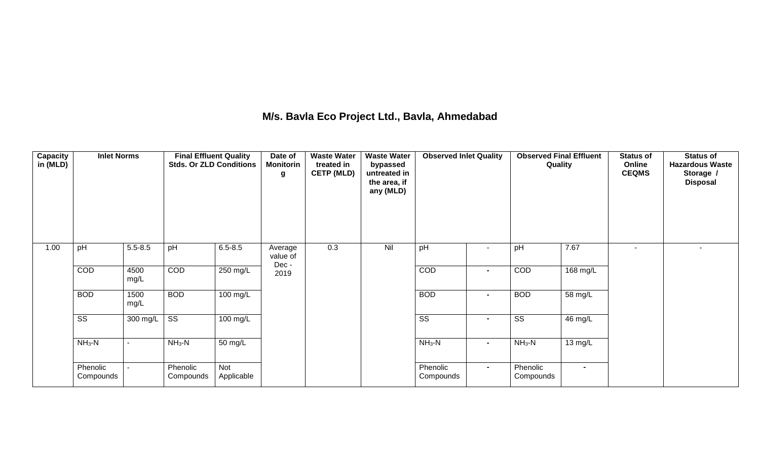# M/s. Bavla Eco Project Ltd., Bavla, Ahmedabad

| Capacity in (MLD) | Inlet Norms | | Final Effluent Quality Stds. Or ZLD Conditions | | Date of Monitoring | Waste Water treated in CETP (MLD) | Waste Water bypassed untreated in the area, if any (MLD) | Observed Inlet Quality | | Observed Final Effluent Quality | | Status of Online CEQMS | Status of Hazardous Waste Storage / Disposal |
|---|---|---|---|---|---|---|---|---|---|---|---|---|---|
| 1.00 | pH | 5.5-8.5 | pH | 6.5-8.5 | Average value of Dec - 2019 | 0.3 | Nil | pH | - | pH | 7.67 | - | - |
| | COD | 4500 mg/L | COD | 250 mg/L | | | | COD | - | COD | 168 mg/L | | |
| | BOD | 1500 mg/L | BOD | 100 mg/L | | | | BOD | - | BOD | 58 mg/L | | |
| | SS | 300 mg/L | SS | 100 mg/L | | | | SS | - | SS | 46 mg/L | | |
| | $NH_3$-N | - | $NH_3$-N | 50 mg/L | | | | $NH_3$-N | - | $NH_3$-N | 13 mg/L | | |
| | Phenolic Compounds | - | Phenolic Compounds | Not Applicable | | | | Phenolic Compounds | - | Phenolic Compounds | - | | |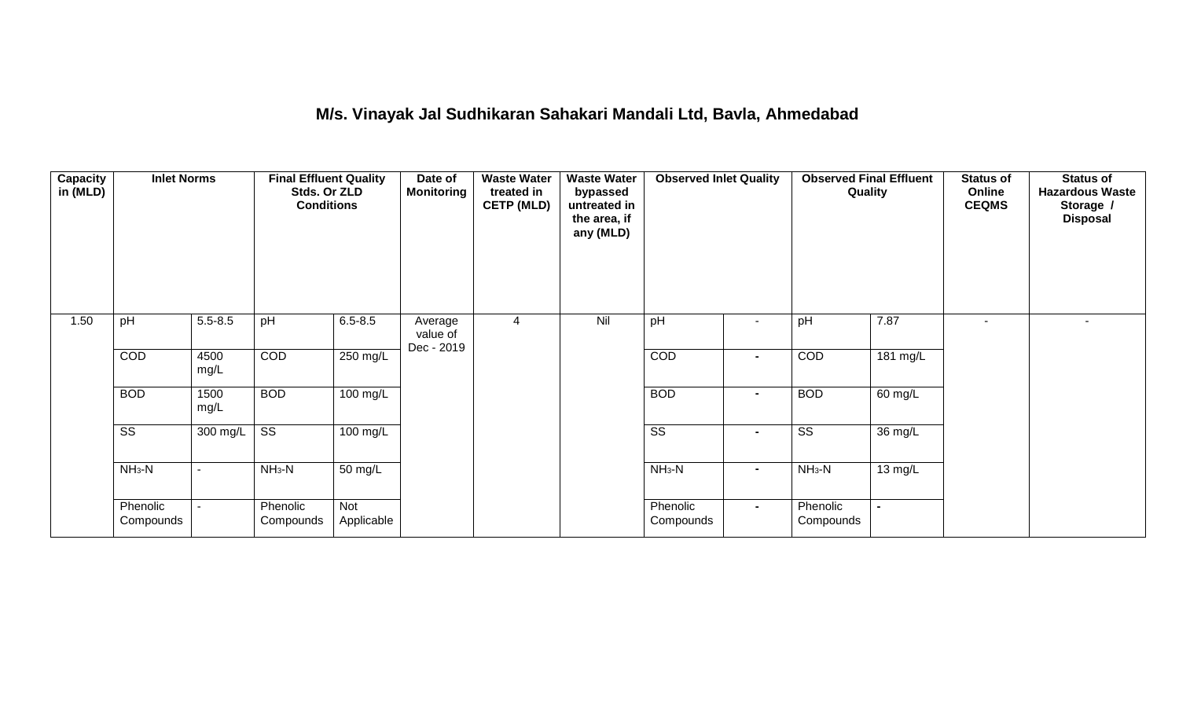# M/s. Vinayak Jal Sudhikaran Sahakari Mandali Ltd, Bavla, Ahmedabad

| Capacity in (MLD) | Inlet Norms | | Final Effluent Quality Stds. Or ZLD Conditions | | Date of Monitoring | Waste Water treated in CETP (MLD) | Waste Water bypassed untreated in the area, if any (MLD) | Observed Inlet Quality | | Observed Final Effluent Quality | | Status of Online CEQMS | Status of Hazardous Waste Storage / Disposal |
|---|---|---|---|---|---|---|---|---|---|---|---|---|---|
| 1.50 | pH | 5.5-8.5 | pH | 6.5-8.5 | Average value of Dec - 2019 | 4 | Nil | pH | - | pH | 7.87 | - | - |
| | COD | 4500 mg/L | COD | 250 mg/L | | | | COD | - | COD | 181 mg/L | | |
| | BOD | 1500 mg/L | BOD | 100 mg/L | | | | BOD | - | BOD | 60 mg/L | | |
| | SS | 300 mg/L | SS | 100 mg/L | | | | SS | - | SS | 36 mg/L | | |
| | $NH_3$-N | - | $NH_3$-N | 50 mg/L | | | | $NH_3$-N | - | $NH_3$-N | 13 mg/L | | |
| | Phenolic Compounds | - | Phenolic Compounds | Not Applicable | | | | Phenolic Compounds | - | Phenolic Compounds | - | | |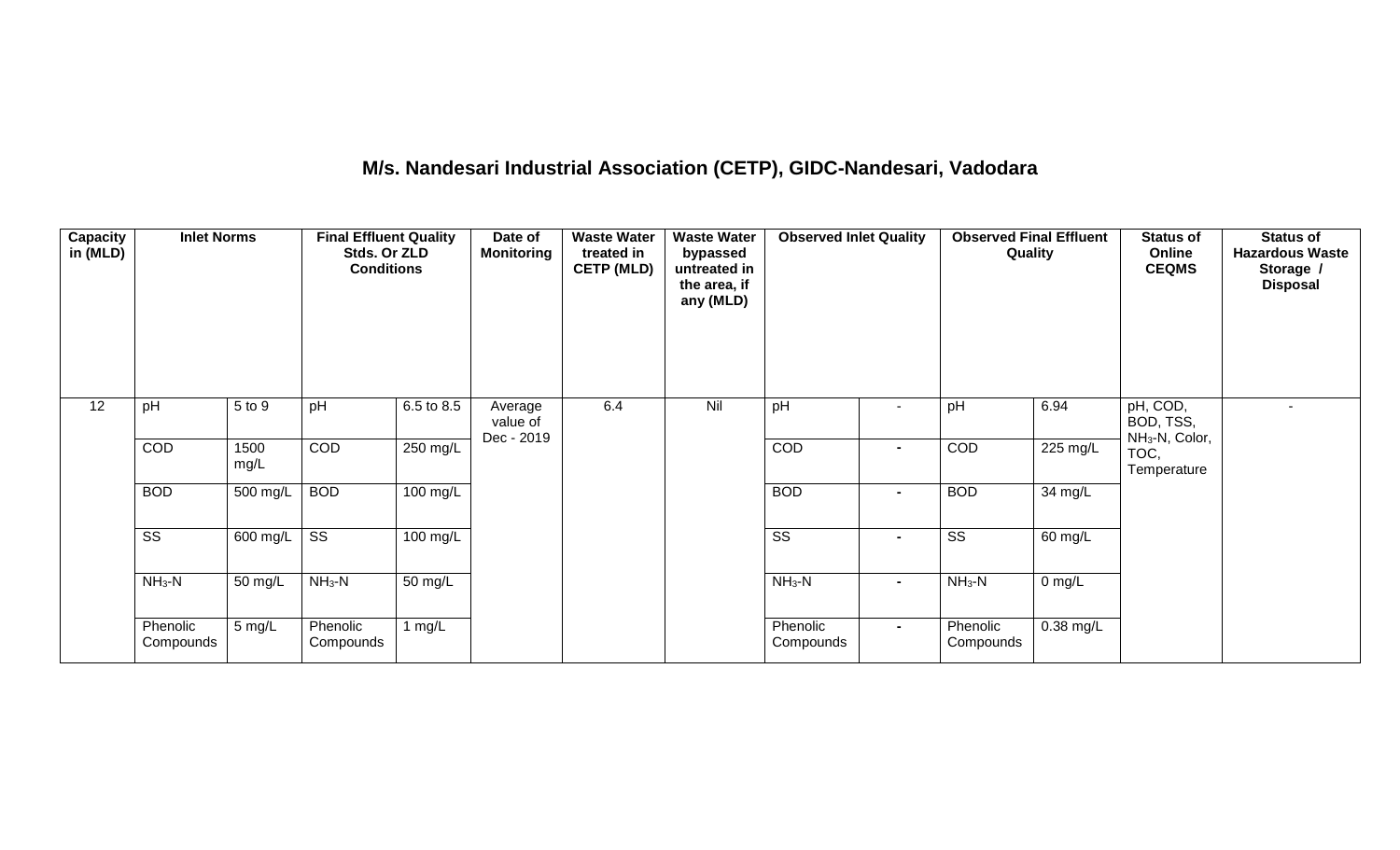## M/s. Nandesari Industrial Association (CETP), GIDC-Nandesari, Vadodara

| Capacity in (MLD) | Inlet Norms | | Final Effluent Quality Stds. Or ZLD Conditions | | Date of Monitoring | Waste Water treated in CETP (MLD) | Waste Water bypassed untreated in the area, if any (MLD) | Observed Inlet Quality | | Observed Final Effluent Quality | | Status of Online CEQMS | Status of Hazardous Waste Storage / Disposal |
|---|---|---|---|---|---|---|---|---|---|---|---|---|---|
| 12 | pH | 5 to 9 | pH | 6.5 to 8.5 | Average value of Dec - 2019 | 6.4 | Nil | pH | - | pH | 6.94 | pH, COD, BOD, TSS, $NH_3$-N, Color, TOC, Temperature | - |
| | COD | 1500 mg/L | COD | 250 mg/L | | | | COD | - | COD | 225 mg/L | | |
| | BOD | 500 mg/L | BOD | 100 mg/L | | | | BOD | - | BOD | 34 mg/L | | |
| | SS | 600 mg/L | SS | 100 mg/L | | | | SS | - | SS | 60 mg/L | | |
| | $NH_3$-N | 50 mg/L | $NH_3$-N | 50 mg/L | | | | $NH_3$-N | - | $NH_3$-N | 0 mg/L | | |
| | Phenolic Compounds | 5 mg/L | Phenolic Compounds | 1 mg/L | | | | Phenolic Compounds | - | Phenolic Compounds | 0.38 mg/L | | |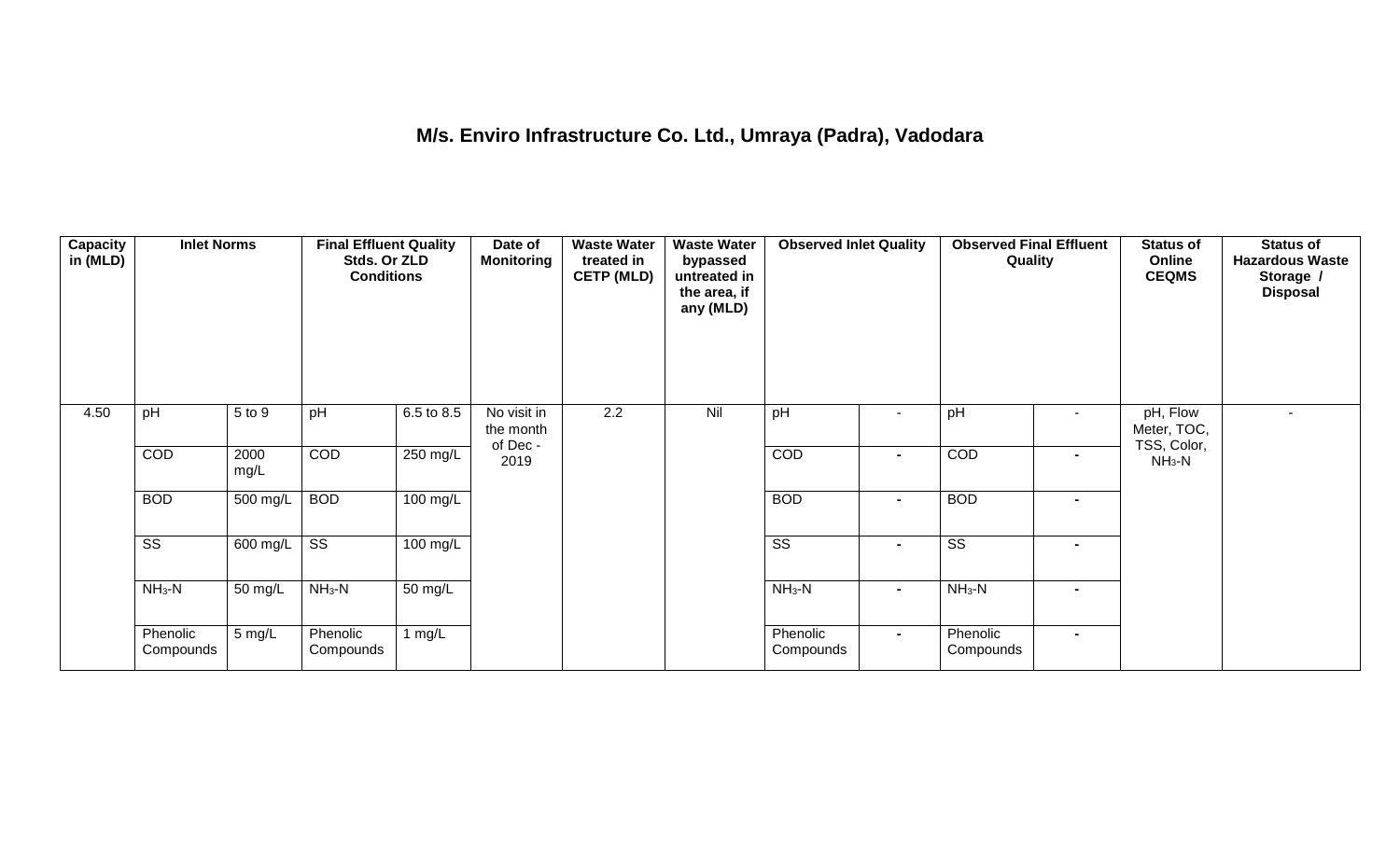## M/s. Enviro Infrastructure Co. Ltd., Umraya (Padra), Vadodara

| Capacity in (MLD) | Inlet Norms | | Final Effluent Quality Stds. Or ZLD Conditions | | Date of Monitoring | Waste Water treated in CETP (MLD) | Waste Water bypassed untreated in the area, if any (MLD) | Observed Inlet Quality | | Observed Final Effluent Quality | | Status of Online CEQMS | Status of Hazardous Waste Storage / Disposal |
|---|---|---|---|---|---|---|---|---|---|---|---|---|---|
| 4.50 | pH | 5 to 9 | pH | 6.5 to 8.5 | No visit in the month of Dec - 2019 | 2.2 | Nil | pH | - | pH | - | pH, Flow Meter, TOC, TSS, Color, $NH_3$-N | - |
| | COD | 2000 mg/L | COD | 250 mg/L | | | | COD | - | COD | - | | |
| | BOD | 500 mg/L | BOD | 100 mg/L | | | | BOD | - | BOD | - | | |
| | SS | 600 mg/L | SS | 100 mg/L | | | | SS | - | SS | - | | |
| | $NH_3$-N | 50 mg/L | $NH_3$-N | 50 mg/L | | | | $NH_3$-N | - | $NH_3$-N | - | | |
| | Phenolic Compounds | 5 mg/L | Phenolic Compounds | 1 mg/L | | | | Phenolic Compounds | - | Phenolic Compounds | - | | |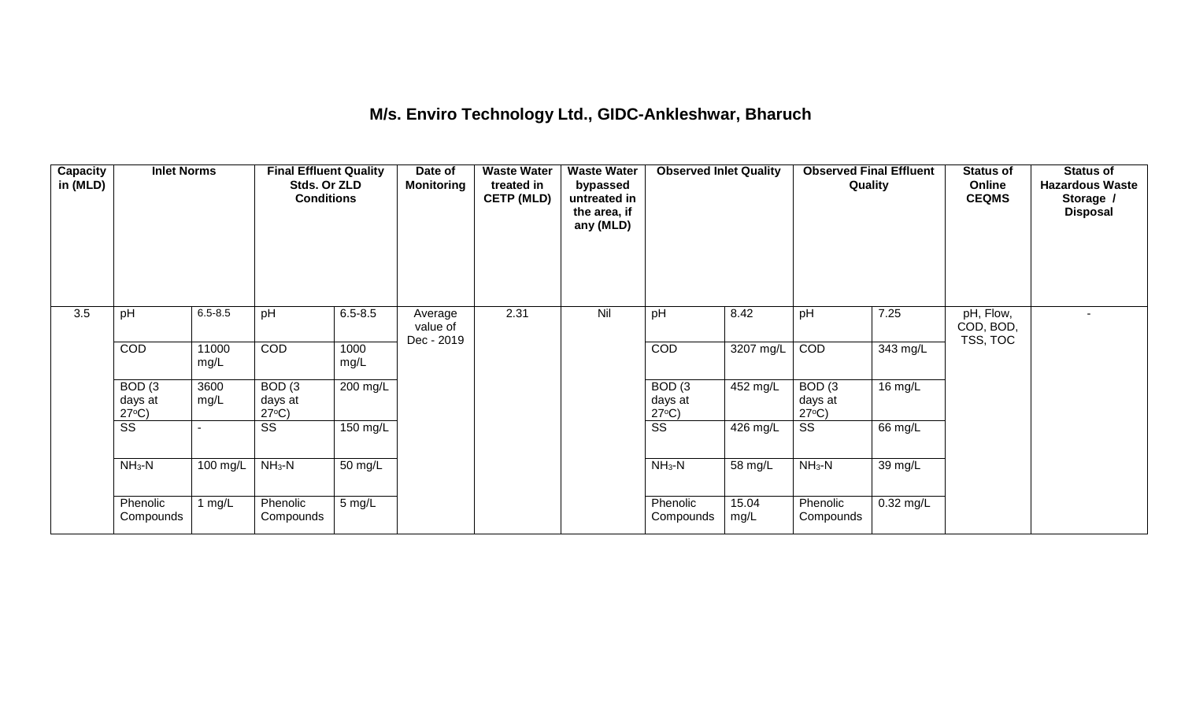## M/s. Enviro Technology Ltd., GIDC-Ankleshwar, Bharuch

| Capacity in (MLD) | Inlet Norms | | Final Effluent Quality Stds. Or ZLD Conditions | | Date of Monitoring | Waste Water treated in CETP (MLD) | Waste Water bypassed untreated in the area, if any (MLD) | Observed Inlet Quality | | Observed Final Effluent Quality | | Status of Online CEQMS | Status of Hazardous Waste Storage / Disposal |
|---|---|---|---|---|---|---|---|---|---|---|---|---|---|
| 3.5 | pH | 6.5-8.5 | pH | 6.5-8.5 | Average value of Dec - 2019 | 2.31 | Nil | pH | 8.42 | pH | 7.25 | pH, Flow, COD, BOD, TSS, TOC | - |
| | COD | 11000 mg/L | COD | 1000 mg/L | | | | COD | 3207 mg/L | COD | 343 mg/L | | |
| | BOD (3 days at 27°C) | 3600 mg/L | BOD (3 days at 27°C) | 200 mg/L | | | | BOD (3 days at 27°C) | 452 mg/L | BOD (3 days at 27°C) | 16 mg/L | | |
| | SS | - | SS | 150 mg/L | | | | SS | 426 mg/L | SS | 66 mg/L | | |
| | $NH_3$-N | 100 mg/L | $NH_3$-N | 50 mg/L | | | | $NH_3$-N | 58 mg/L | $NH_3$-N | 39 mg/L | | |
| | Phenolic Compounds | 1 mg/L | Phenolic Compounds | 5 mg/L | | | | Phenolic Compounds | 15.04 mg/L | Phenolic Compounds | 0.32 mg/L | | |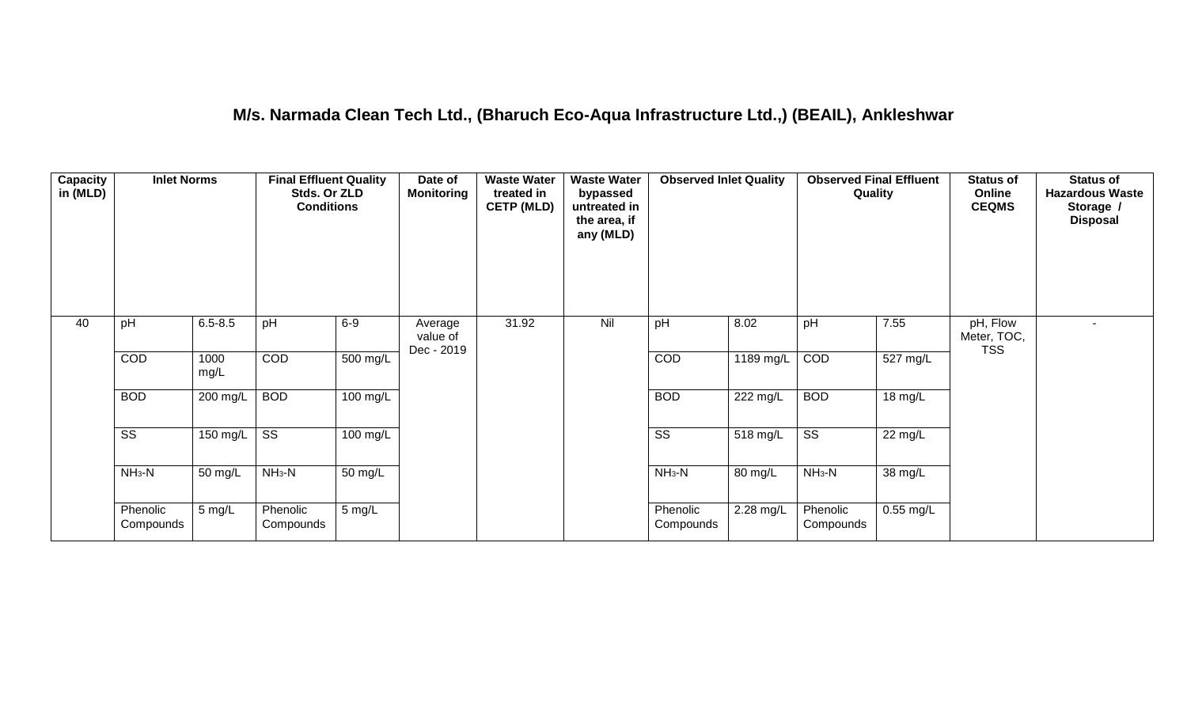# M/s. Narmada Clean Tech Ltd., (Bharuch Eco-Aqua Infrastructure Ltd.,) (BEAIL), Ankleshwar

| Capacity in (MLD) | Inlet Norms | | Final Effluent Quality Stds. Or ZLD Conditions | | Date of Monitoring | Waste Water treated in CETP (MLD) | Waste Water bypassed untreated in the area, if any (MLD) | Observed Inlet Quality | | Observed Final Effluent Quality | | Status of Online CEQMS | Status of Hazardous Waste Storage / Disposal |
|---|---|---|---|---|---|---|---|---|---|---|---|---|---|
| 40 | pH | 6.5-8.5 | pH | 6-9 | Average value of Dec - 2019 | 31.92 | Nil | pH | 8.02 | pH | 7.55 | pH, Flow Meter, TOC, TSS | - |
| | COD | 1000 mg/L | COD | 500 mg/L | | | | COD | 1189 mg/L | COD | 527 mg/L | | |
| | BOD | 200 mg/L | BOD | 100 mg/L | | | | BOD | 222 mg/L | BOD | 18 mg/L | | |
| | SS | 150 mg/L | SS | 100 mg/L | | | | SS | 518 mg/L | SS | 22 mg/L | | |
| | $NH_3$-N | 50 mg/L | $NH_3$-N | 50 mg/L | | | | $NH_3$-N | 80 mg/L | $NH_3$-N | 38 mg/L | | |
| | Phenolic Compounds | 5 mg/L | Phenolic Compounds | 5 mg/L | | | | Phenolic Compounds | 2.28 mg/L | Phenolic Compounds | 0.55 mg/L | | |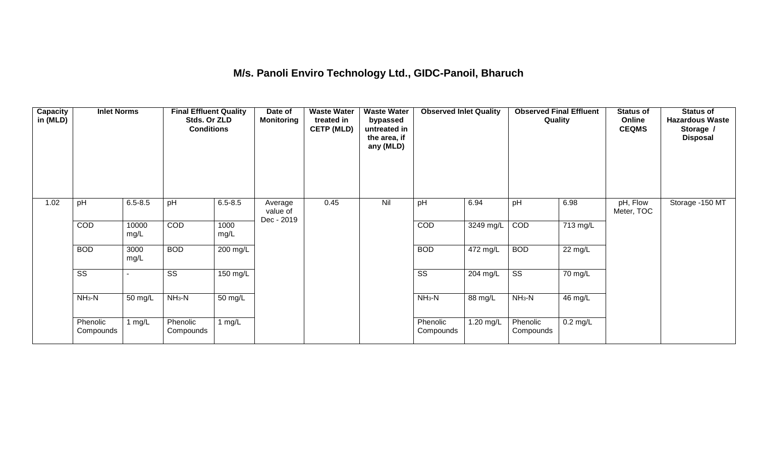# M/s. Panoli Enviro Technology Ltd., GIDC-Panoil, Bharuch

| Capacity in (MLD) | Inlet Norms | | Final Effluent Quality Stds. Or ZLD Conditions | | Date of Monitoring | Waste Water treated in CETP (MLD) | Waste Water bypassed untreated in the area, if any (MLD) | Observed Inlet Quality | | Observed Final Effluent Quality | | Status of Online CEQMS | Status of Hazardous Waste Storage / Disposal |
|---|---|---|---|---|---|---|---|---|---|---|---|---|---|
| 1.02 | pH | 6.5-8.5 | pH | 6.5-8.5 | Average value of Dec - 2019 | 0.45 | Nil | pH | 6.94 | pH | 6.98 | pH, Flow Meter, TOC | Storage -150 MT |
| | COD | 10000 mg/L | COD | 1000 mg/L | | | | COD | 3249 mg/L | COD | 713 mg/L | | |
| | BOD | 3000 mg/L | BOD | 200 mg/L | | | | BOD | 472 mg/L | BOD | 22 mg/L | | |
| | SS | - | SS | 150 mg/L | | | | SS | 204 mg/L | SS | 70 mg/L | | |
| | $NH_3$-N | 50 mg/L | $NH_3$-N | 50 mg/L | | | | $NH_3$-N | 88 mg/L | $NH_3$-N | 46 mg/L | | |
| | Phenolic Compounds | 1 mg/L | Phenolic Compounds | 1 mg/L | | | | Phenolic Compounds | 1.20 mg/L | Phenolic Compounds | 0.2 mg/L | | |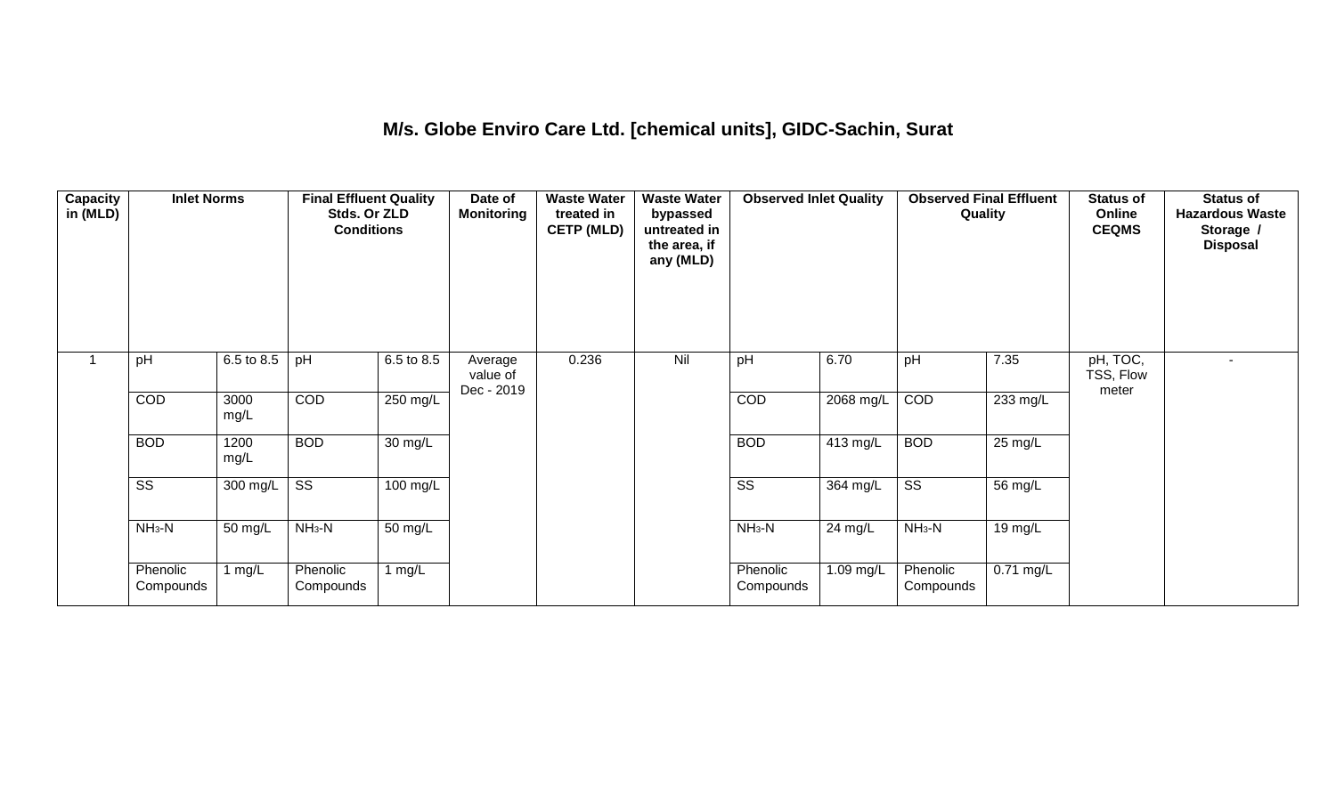# M/s. Globe Enviro Care Ltd. [chemical units], GIDC-Sachin, Surat

| Capacity in (MLD) | Inlet Norms | | Final Effluent Quality Stds. Or ZLD Conditions | | Date of Monitoring | Waste Water treated in CETP (MLD) | Waste Water bypassed untreated in the area, if any (MLD) | Observed Inlet Quality | | Observed Final Effluent Quality | | Status of Online CEQMS | Status of Hazardous Waste Storage / Disposal |
|---|---|---|---|---|---|---|---|---|---|---|---|---|---|
| 1 | pH | 6.5 to 8.5 | pH | 6.5 to 8.5 | Average value of Dec - 2019 | 0.236 | Nil | pH | 6.70 | pH | 7.35 | pH, TOC, TSS, Flow meter | - |
| | COD | 3000 mg/L | COD | 250 mg/L | | | | COD | 2068 mg/L | COD | 233 mg/L | | |
| | BOD | 1200 mg/L | BOD | 30 mg/L | | | | BOD | 413 mg/L | BOD | 25 mg/L | | |
| | SS | 300 mg/L | SS | 100 mg/L | | | | SS | 364 mg/L | SS | 56 mg/L | | |
| | $NH_3$-N | 50 mg/L | $NH_3$-N | 50 mg/L | | | | $NH_3$-N | 24 mg/L | $NH_3$-N | 19 mg/L | | |
| | Phenolic Compounds | 1 mg/L | Phenolic Compounds | 1 mg/L | | | | Phenolic Compounds | 1.09 mg/L | Phenolic Compounds | 0.71 mg/L | | |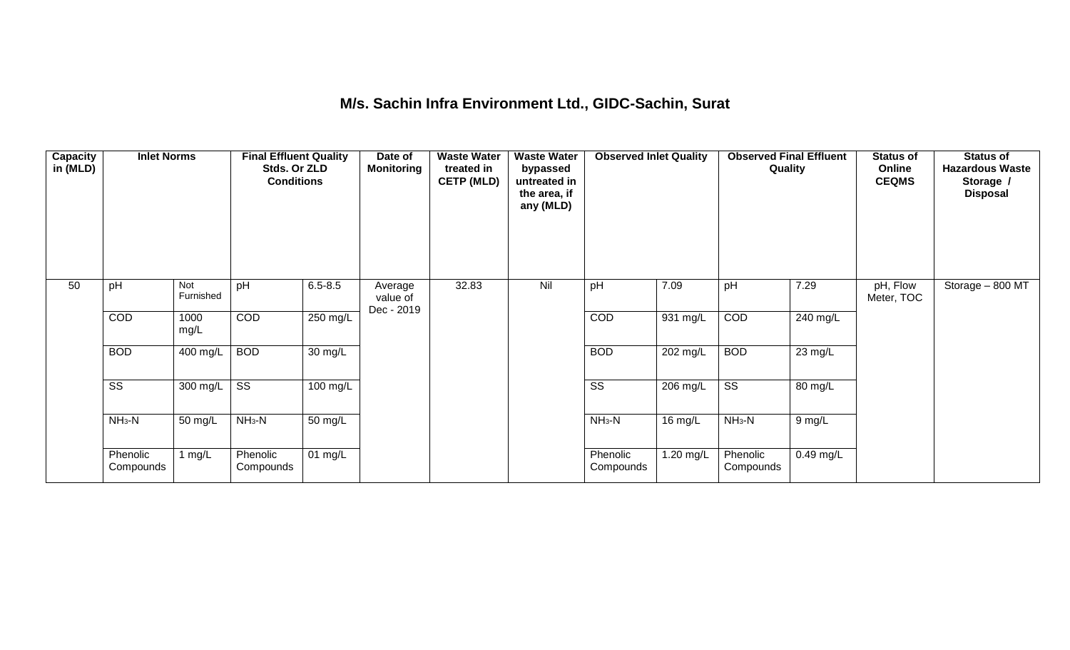## M/s. Sachin Infra Environment Ltd., GIDC-Sachin, Surat

| Capacity in (MLD) | Inlet Norms | | Final Effluent Quality Stds. Or ZLD Conditions | | Date of Monitoring | Waste Water treated in CETP (MLD) | Waste Water bypassed untreated in the area, if any (MLD) | Observed Inlet Quality | | Observed Final Effluent Quality | | Status of Online CEQMS | Status of Hazardous Waste Storage / Disposal |
|---|---|---|---|---|---|---|---|---|---|---|---|---|---|
| 50 | pH | Not Furnished | pH | 6.5-8.5 | Average value of Dec - 2019 | 32.83 | Nil | pH | 7.09 | pH | 7.29 | pH, Flow Meter, TOC | Storage – 800 MT |
| | COD | 1000 mg/L | COD | 250 mg/L | | | | COD | 931 mg/L | COD | 240 mg/L | | |
| | BOD | 400 mg/L | BOD | 30 mg/L | | | | BOD | 202 mg/L | BOD | 23 mg/L | | |
| | SS | 300 mg/L | SS | 100 mg/L | | | | SS | 206 mg/L | SS | 80 mg/L | | |
| | $NH_3$-N | 50 mg/L | $NH_3$-N | 50 mg/L | | | | $NH_3$-N | 16 mg/L | $NH_3$-N | 9 mg/L | | |
| | Phenolic Compounds | 1 mg/L | Phenolic Compounds | 01 mg/L | | | | Phenolic Compounds | 1.20 mg/L | Phenolic Compounds | 0.49 mg/L | | |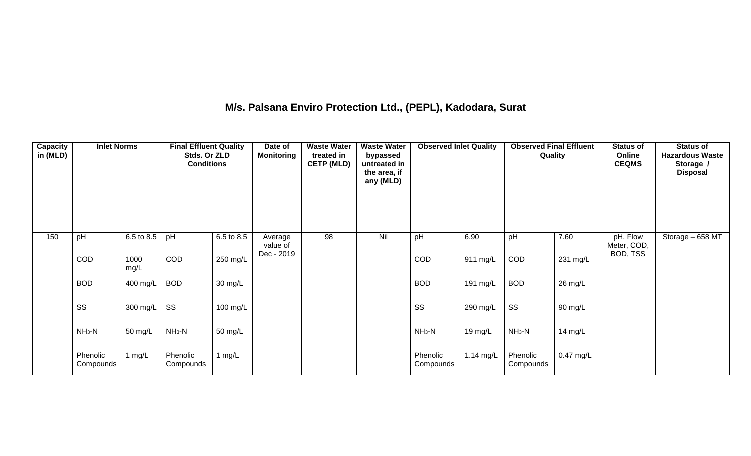# M/s. Palsana Enviro Protection Ltd., (PEPL), Kadodara, Surat

| Capacity in (MLD) | Inlet Norms | | Final Effluent Quality Stds. Or ZLD Conditions | | Date of Monitoring | Waste Water treated in CETP (MLD) | Waste Water bypassed untreated in the area, if any (MLD) | Observed Inlet Quality | | Observed Final Effluent Quality | | Status of Online CEQMS | Status of Hazardous Waste Storage / Disposal |
|---|---|---|---|---|---|---|---|---|---|---|---|---|---|
| 150 | pH | 6.5 to 8.5 | pH | 6.5 to 8.5 | Average value of Dec - 2019 | 98 | Nil | pH | 6.90 | pH | 7.60 | pH, Flow Meter, COD, BOD, TSS | Storage – 658 MT |
| | COD | 1000 mg/L | COD | 250 mg/L | | | | COD | 911 mg/L | COD | 231 mg/L | | |
| | BOD | 400 mg/L | BOD | 30 mg/L | | | | BOD | 191 mg/L | BOD | 26 mg/L | | |
| | SS | 300 mg/L | SS | 100 mg/L | | | | SS | 290 mg/L | SS | 90 mg/L | | |
| | $NH_3$-N | 50 mg/L | $NH_3$-N | 50 mg/L | | | | $NH_3$-N | 19 mg/L | $NH_3$-N | 14 mg/L | | |
| | Phenolic Compounds | 1 mg/L | Phenolic Compounds | 1 mg/L | | | | Phenolic Compounds | 1.14 mg/L | Phenolic Compounds | 0.47 mg/L | | |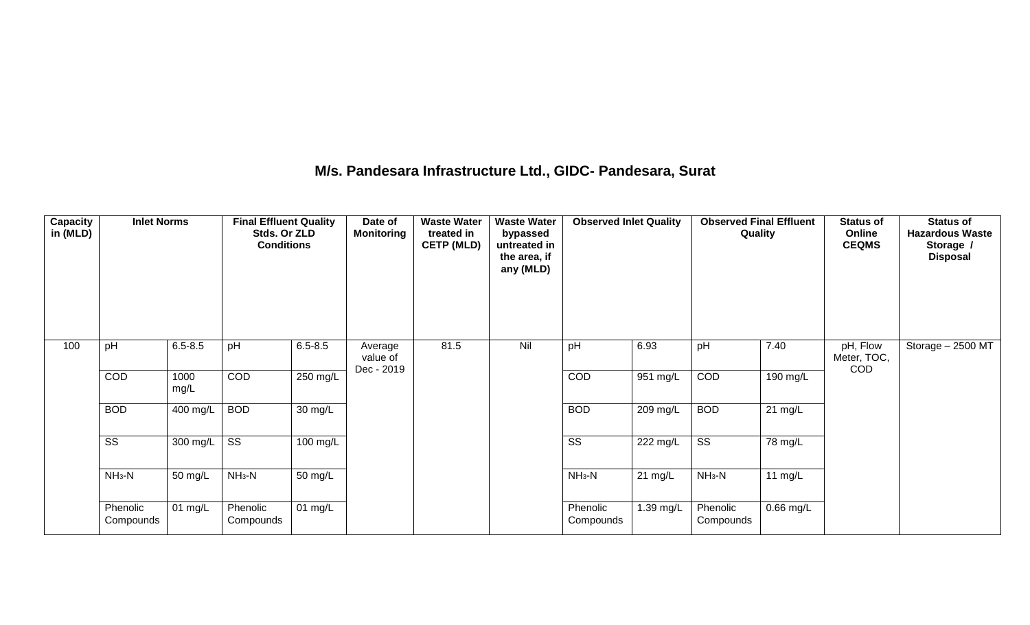## M/s. Pandesara Infrastructure Ltd., GIDC- Pandesara, Surat

| Capacity in (MLD) | Inlet Norms | | Final Effluent Quality Stds. Or ZLD Conditions | | Date of Monitoring | Waste Water treated in CETP (MLD) | Waste Water bypassed untreated in the area, if any (MLD) | Observed Inlet Quality | | Observed Final Effluent Quality | | Status of Online CEQMS | Status of Hazardous Waste Storage / Disposal |
|---|---|---|---|---|---|---|---|---|---|---|---|---|---|
| 100 | pH | 6.5-8.5 | pH | 6.5-8.5 | Average value of Dec - 2019 | 81.5 | Nil | pH | 6.93 | pH | 7.40 | pH, Flow Meter, TOC, COD | Storage – 2500 MT |
| | COD | 1000 mg/L | COD | 250 mg/L | | | | COD | 951 mg/L | COD | 190 mg/L | | |
| | BOD | 400 mg/L | BOD | 30 mg/L | | | | BOD | 209 mg/L | BOD | 21 mg/L | | |
| | SS | 300 mg/L | SS | 100 mg/L | | | | SS | 222 mg/L | SS | 78 mg/L | | |
| | $NH_3$-N | 50 mg/L | $NH_3$-N | 50 mg/L | | | | $NH_3$-N | 21 mg/L | $NH_3$-N | 11 mg/L | | |
| | Phenolic Compounds | 01 mg/L | Phenolic Compounds | 01 mg/L | | | | Phenolic Compounds | 1.39 mg/L | Phenolic Compounds | 0.66 mg/L | | |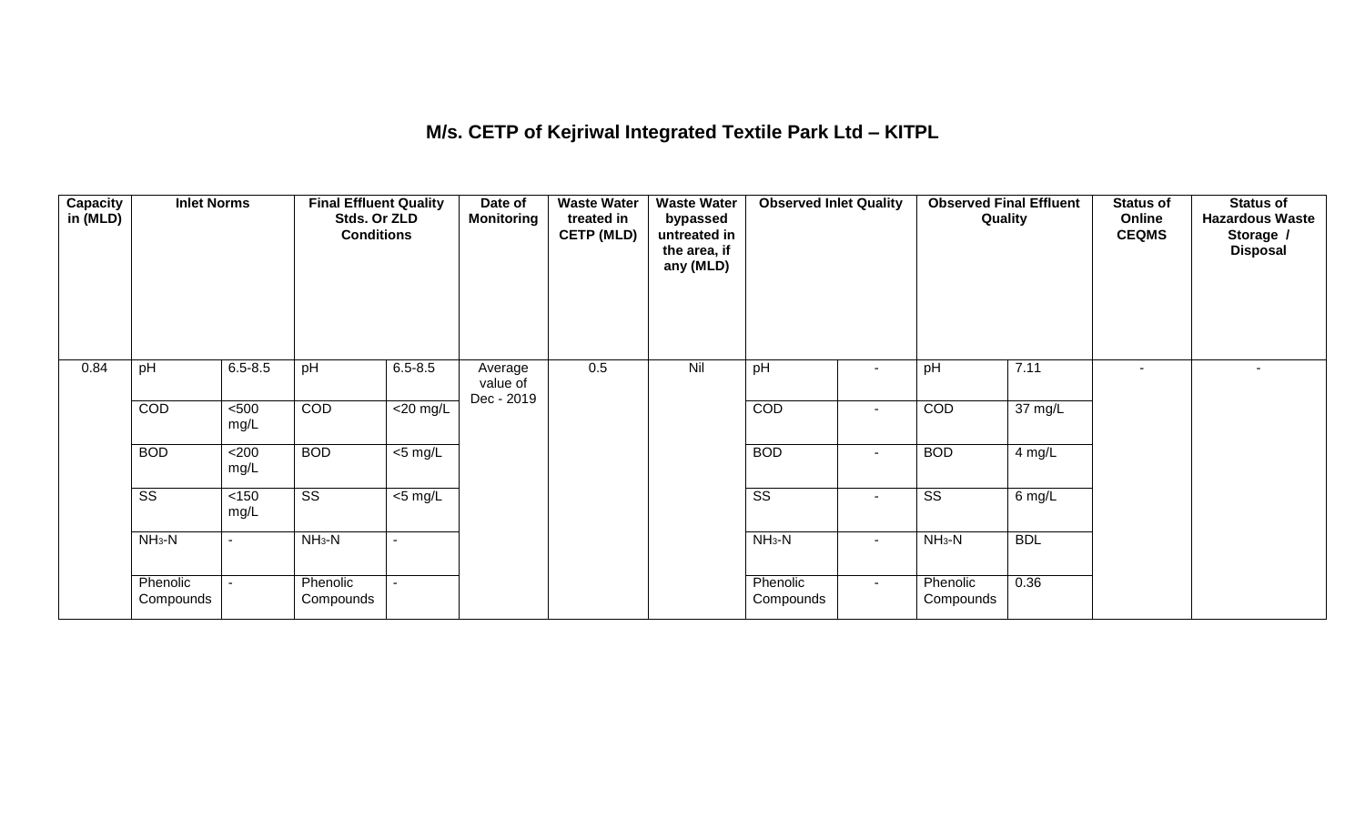## M/s. CETP of Kejriwal Integrated Textile Park Ltd – KITPL

| Capacity in (MLD) | Inlet Norms | | Final Effluent Quality Stds. Or ZLD Conditions | | Date of Monitoring | Waste Water treated in CETP (MLD) | Waste Water bypassed untreated in the area, if any (MLD) | Observed Inlet Quality | | Observed Final Effluent Quality | | Status of Online CEQMS | Status of Hazardous Waste Storage / Disposal |
|---|---|---|---|---|---|---|---|---|---|---|---|---|---|
| 0.84 | pH | 6.5-8.5 | pH | 6.5-8.5 | Average value of Dec - 2019 | 0.5 | Nil | pH | - | pH | 7.11 | - | - |
| | COD | <500 mg/L | COD | <20 mg/L | | | | COD | - | COD | 37 mg/L | | |
| | BOD | <200 mg/L | BOD | <5 mg/L | | | | BOD | - | BOD | 4 mg/L | | |
| | SS | <150 mg/L | SS | <5 mg/L | | | | SS | - | SS | 6 mg/L | | |
| | $NH_3$-N | - | $NH_3$-N | - | | | | $NH_3$-N | - | $NH_3$-N | BDL | | |
| | Phenolic Compounds | - | Phenolic Compounds | - | | | | Phenolic Compounds | - | Phenolic Compounds | 0.36 | | |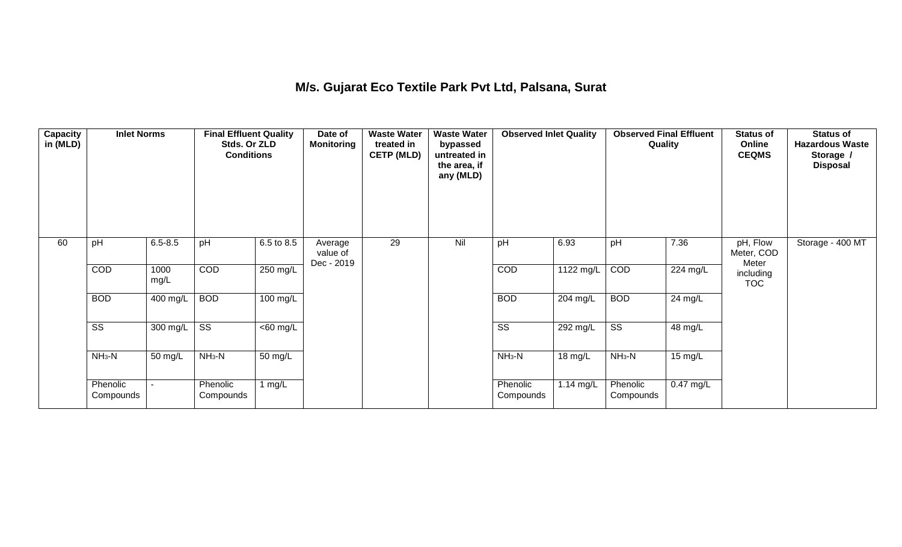# M/s. Gujarat Eco Textile Park Pvt Ltd, Palsana, Surat

| Capacity in (MLD) | Inlet Norms | | Final Effluent Quality Stds. Or ZLD Conditions | | Date of Monitoring | Waste Water treated in CETP (MLD) | Waste Water bypassed untreated in the area, if any (MLD) | Observed Inlet Quality | | Observed Final Effluent Quality | | Status of Online CEQMS | Status of Hazardous Waste Storage / Disposal |
|---|---|---|---|---|---|---|---|---|---|---|---|---|---|
| 60 | pH | 6.5-8.5 | pH | 6.5 to 8.5 | Average value of Dec - 2019 | 29 | Nil | pH | 6.93 | pH | 7.36 | pH, Flow Meter, COD Meter including TOC | Storage - 400 MT |
| | COD | 1000 mg/L | COD | 250 mg/L | | | | COD | 1122 mg/L | COD | 224 mg/L | | |
| | BOD | 400 mg/L | BOD | 100 mg/L | | | | BOD | 204 mg/L | BOD | 24 mg/L | | |
| | SS | 300 mg/L | SS | <60 mg/L | | | | SS | 292 mg/L | SS | 48 mg/L | | |
| | $NH_3$-N | 50 mg/L | $NH_3$-N | 50 mg/L | | | | $NH_3$-N | 18 mg/L | $NH_3$-N | 15 mg/L | | |
| | Phenolic Compounds | - | Phenolic Compounds | 1 mg/L | | | | Phenolic Compounds | 1.14 mg/L | Phenolic Compounds | 0.47 mg/L | | |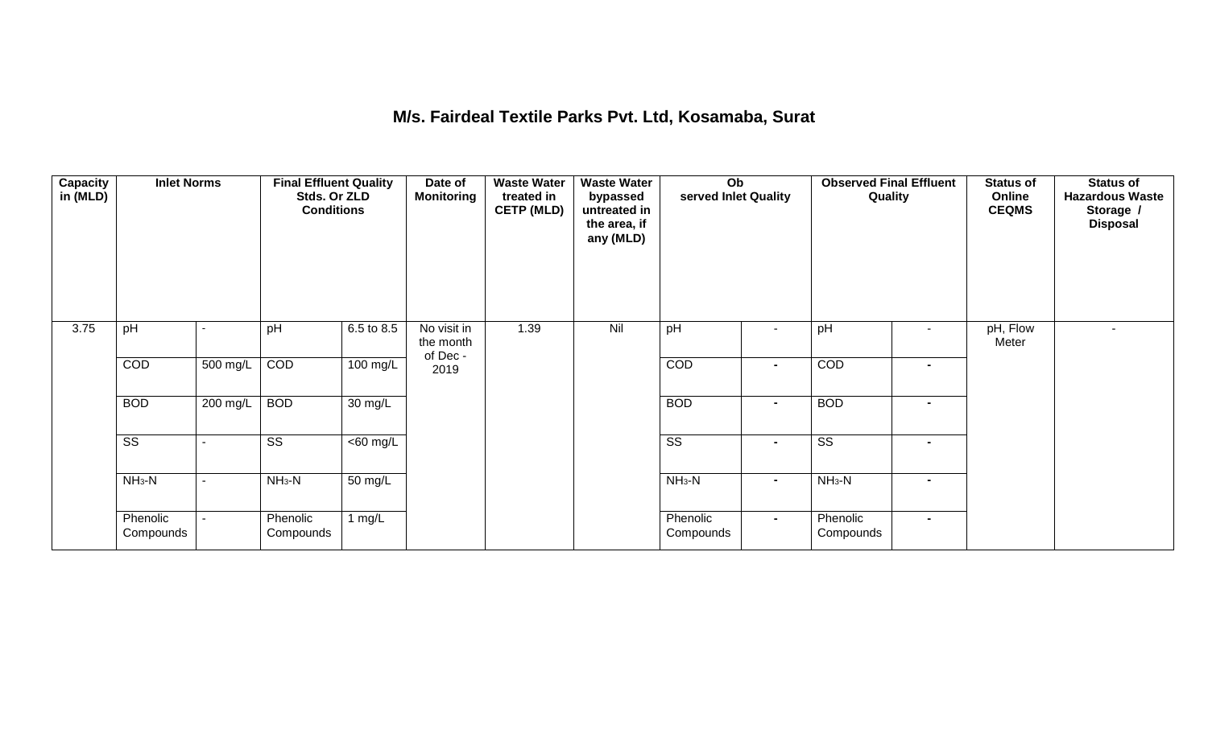# M/s. Fairdeal Textile Parks Pvt. Ltd, Kosamaba, Surat

| Capacity in (MLD) | Inlet Norms | | Final Effluent Quality Stds. Or ZLD Conditions | | Date of Monitoring | Waste Water treated in CETP (MLD) | Waste Water bypassed untreated in the area, if any (MLD) | Observed Inlet Quality | | Observed Final Effluent Quality | | Status of Online CEQMS | Status of Hazardous Waste Storage / Disposal |
|---|---|---|---|---|---|---|---|---|---|---|---|---|---|
| 3.75 | pH | - | pH | 6.5 to 8.5 | No visit in the month of Dec - 2019 | 1.39 | Nil | pH | - | pH | - | pH, Flow Meter | - |
| | COD | 500 mg/L | COD | 100 mg/L | | | | COD | - | COD | - | | |
| | BOD | 200 mg/L | BOD | 30 mg/L | | | | BOD | - | BOD | - | | |
| | SS | - | SS | <60 mg/L | | | | SS | - | SS | - | | |
| | $NH_3$-N | - | $NH_3$-N | 50 mg/L | | | | $NH_3$-N | - | $NH_3$-N | - | | |
| | Phenolic Compounds | - | Phenolic Compounds | 1 mg/L | | | | Phenolic Compounds | - | Phenolic Compounds | - | | |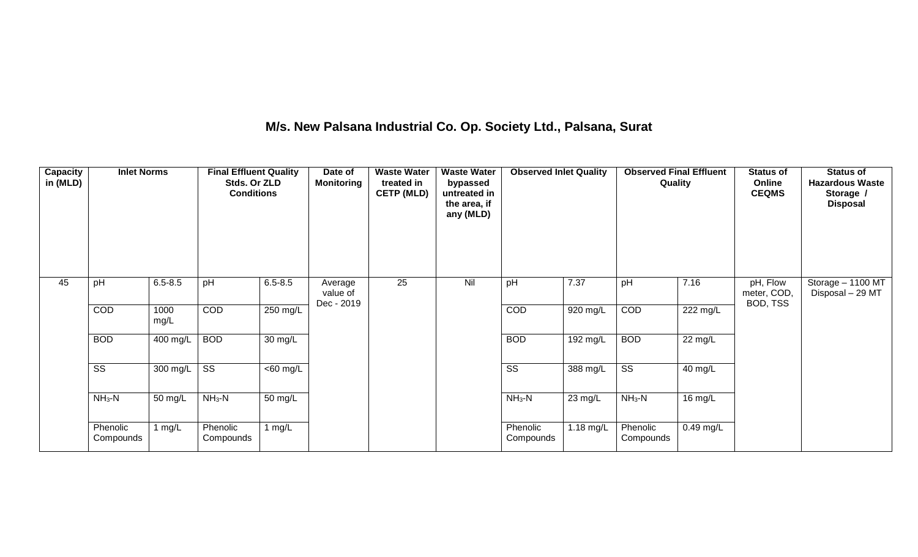## M/s. New Palsana Industrial Co. Op. Society Ltd., Palsana, Surat

| Capacity in (MLD) | Inlet Norms | | Final Effluent Quality Stds. Or ZLD Conditions | | Date of Monitoring | Waste Water treated in CETP (MLD) | Waste Water bypassed untreated in the area, if any (MLD) | Observed Inlet Quality | | Observed Final Effluent Quality | | Status of Online CEQMS | Status of Hazardous Waste Storage / Disposal |
|---|---|---|---|---|---|---|---|---|---|---|---|---|---|
| 45 | pH | 6.5-8.5 | pH | 6.5-8.5 | Average value of Dec - 2019 | 25 | Nil | pH | 7.37 | pH | 7.16 | pH, Flow meter, COD, BOD, TSS | Storage – 1100 MT Disposal – 29 MT |
| | COD | 1000 mg/L | COD | 250 mg/L | | | | COD | 920 mg/L | COD | 222 mg/L | | |
| | BOD | 400 mg/L | BOD | 30 mg/L | | | | BOD | 192 mg/L | BOD | 22 mg/L | | |
| | SS | 300 mg/L | SS | <60 mg/L | | | | SS | 388 mg/L | SS | 40 mg/L | | |
| | $NH_3$-N | 50 mg/L | $NH_3$-N | 50 mg/L | | | | $NH_3$-N | 23 mg/L | $NH_3$-N | 16 mg/L | | |
| | Phenolic Compounds | 1 mg/L | Phenolic Compounds | 1 mg/L | | | | Phenolic Compounds | 1.18 mg/L | Phenolic Compounds | 0.49 mg/L | | |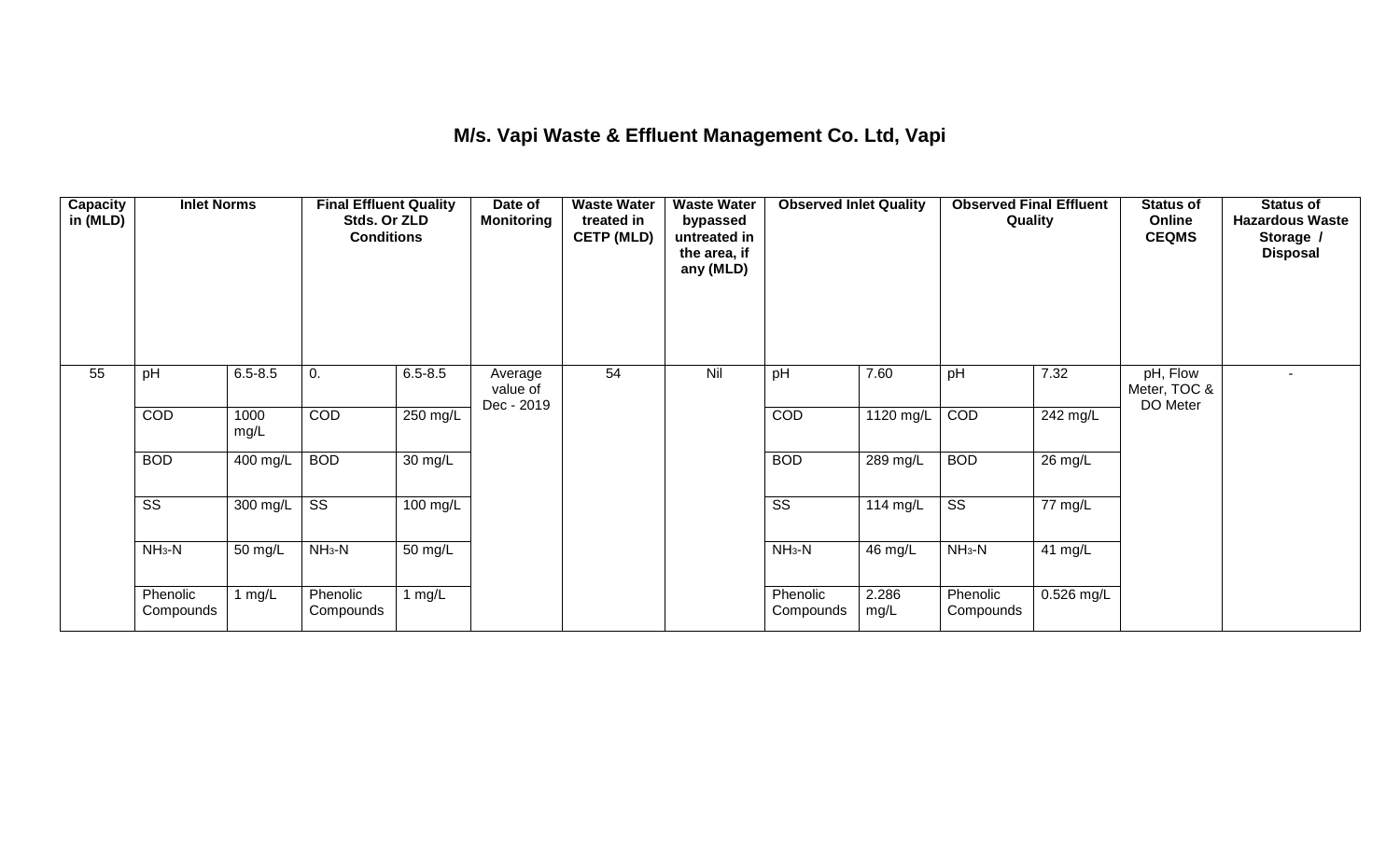# M/s. Vapi Waste & Effluent Management Co. Ltd, Vapi

| Capacity in (MLD) | Inlet Norms | | Final Effluent Quality Stds. Or ZLD Conditions | | Date of Monitoring | Waste Water treated in CETP (MLD) | Waste Water bypassed untreated in the area, if any (MLD) | Observed Inlet Quality | | Observed Final Effluent Quality | | Status of Online CEQMS | Status of Hazardous Waste Storage / Disposal |
|---|---|---|---|---|---|---|---|---|---|---|---|---|---|
| 55 | pH | 6.5-8.5 | 0. | 6.5-8.5 | Average value of Dec - 2019 | 54 | Nil | pH | 7.60 | pH | 7.32 | pH, Flow Meter, TOC & DO Meter | - |
| | COD | 1000 mg/L | COD | 250 mg/L | | | | COD | 1120 mg/L | COD | 242 mg/L | | |
| | BOD | 400 mg/L | BOD | 30 mg/L | | | | BOD | 289 mg/L | BOD | 26 mg/L | | |
| | SS | 300 mg/L | SS | 100 mg/L | | | | SS | 114 mg/L | SS | 77 mg/L | | |
| | $NH_3$-N | 50 mg/L | $NH_3$-N | 50 mg/L | | | | $NH_3$-N | 46 mg/L | $NH_3$-N | 41 mg/L | | |
| | Phenolic Compounds | 1 mg/L | Phenolic Compounds | 1 mg/L | | | | Phenolic Compounds | 2.286 mg/L | Phenolic Compounds | 0.526 mg/L | | |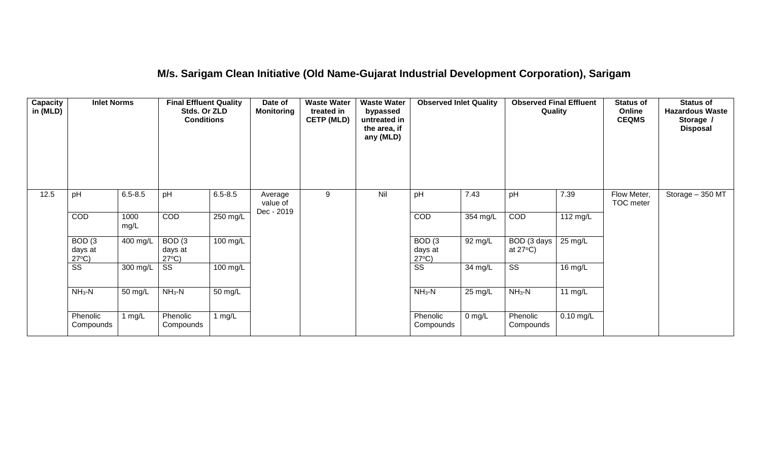## M/s. Sarigam Clean Initiative (Old Name-Gujarat Industrial Development Corporation), Sarigam

| Capacity in (MLD) | Inlet Norms | | Final Effluent Quality Stds. Or ZLD Conditions | | Date of Monitoring | Waste Water treated in CETP (MLD) | Waste Water bypassed untreated in the area, if any (MLD) | Observed Inlet Quality | | Observed Final Effluent Quality | | Status of Online CEQMS | Status of Hazardous Waste Storage / Disposal |
|---|---|---|---|---|---|---|---|---|---|---|---|---|---|
| 12.5 | pH | 6.5-8.5 | pH | 6.5-8.5 | Average value of Dec - 2019 | 9 | Nil | pH | 7.43 | pH | 7.39 | Flow Meter, TOC meter | Storage – 350 MT |
| | COD | 1000 mg/L | COD | 250 mg/L | | | | COD | 354 mg/L | COD | 112 mg/L | | |
| | BOD (3 days at 27°C) | 400 mg/L | BOD (3 days at 27°C) | 100 mg/L | | | | BOD (3 days at 27°C) | 92 mg/L | BOD (3 days at 27°C) | 25 mg/L | | |
| | SS | 300 mg/L | SS | 100 mg/L | | | | SS | 34 mg/L | SS | 16 mg/L | | |
| | $NH_3$-N | 50 mg/L | $NH_3$-N | 50 mg/L | | | | $NH_3$-N | 25 mg/L | $NH_3$-N | 11 mg/L | | |
| | Phenolic Compounds | 1 mg/L | Phenolic Compounds | 1 mg/L | | | | Phenolic Compounds | 0 mg/L | Phenolic Compounds | 0.10 mg/L | | |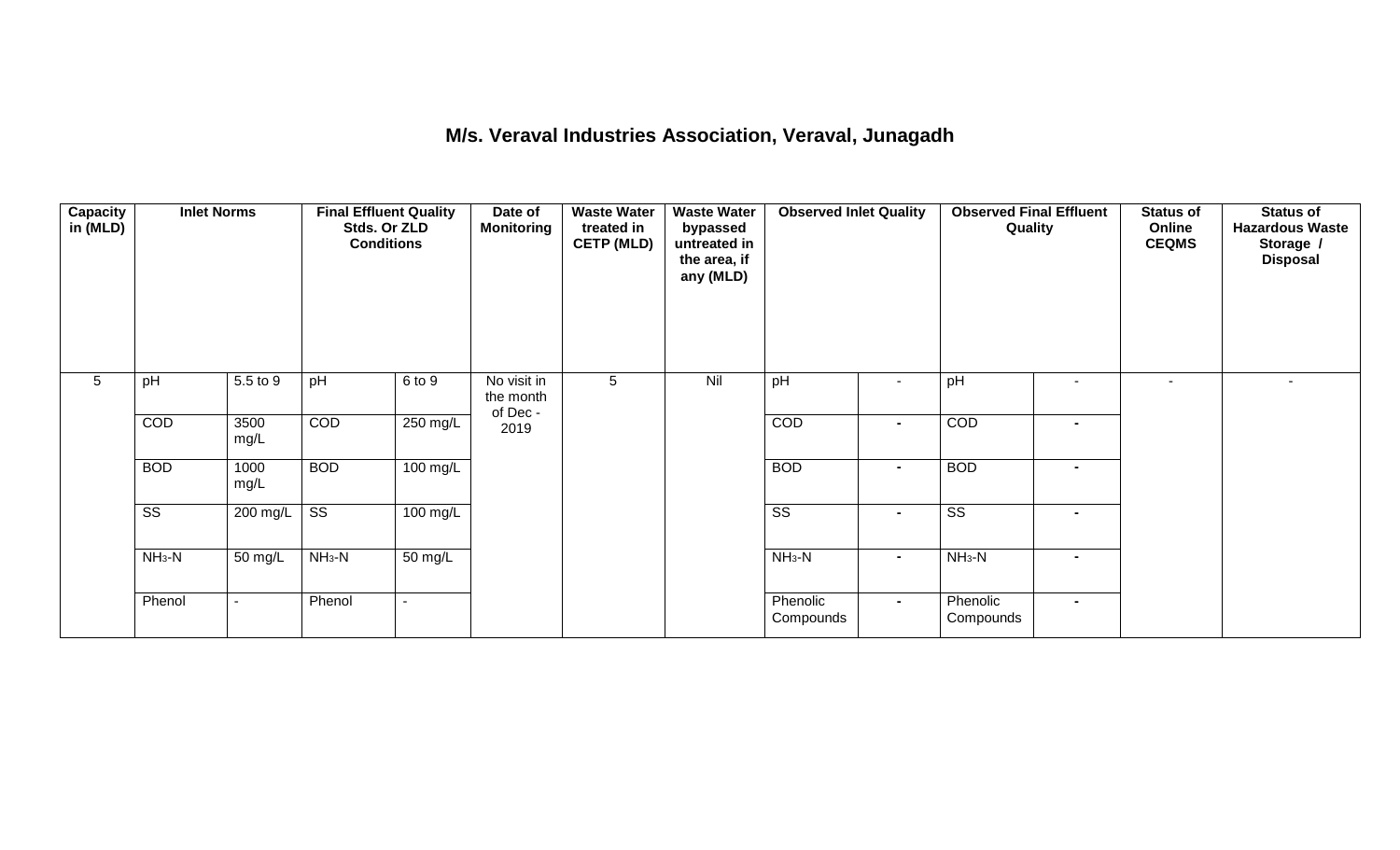## M/s. Veraval Industries Association, Veraval, Junagadh

| Capacity in (MLD) | Inlet Norms | | Final Effluent Quality Stds. Or ZLD Conditions | | Date of Monitoring | Waste Water treated in CETP (MLD) | Waste Water bypassed untreated in the area, if any (MLD) | Observed Inlet Quality | | Observed Final Effluent Quality | | Status of Online CEQMS | Status of Hazardous Waste Storage / Disposal |
|---|---|---|---|---|---|---|---|---|---|---|---|---|---|
| 5 | pH | 5.5 to 9 | pH | 6 to 9 | No visit in the month of Dec - 2019 | 5 | Nil | pH | - | pH | - | - | - |
| | COD | 3500 mg/L | COD | 250 mg/L | | | | COD | - | COD | - | | |
| | BOD | 1000 mg/L | BOD | 100 mg/L | | | | BOD | - | BOD | - | | |
| | SS | 200 mg/L | SS | 100 mg/L | | | | SS | - | SS | - | | |
| | $NH_3$-N | 50 mg/L | $NH_3$-N | 50 mg/L | | | | $NH_3$-N | - | $NH_3$-N | - | | |
| | Phenol | - | Phenol | - | | | | Phenolic Compounds | - | Phenolic Compounds | - | | |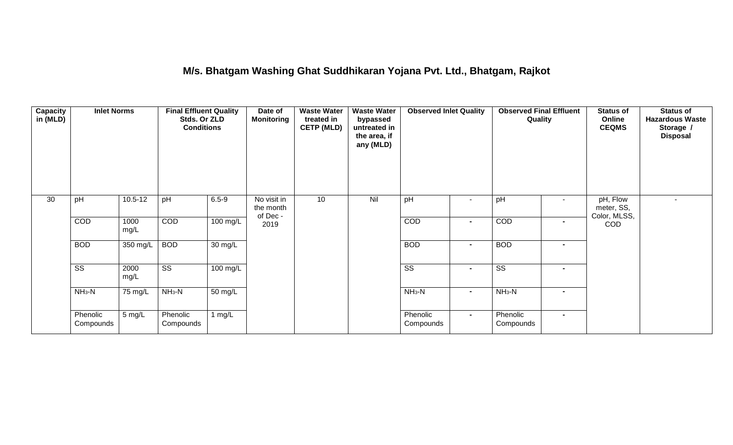# M/s. Bhatgam Washing Ghat Suddhikaran Yojana Pvt. Ltd., Bhatgam, Rajkot

| Capacity in (MLD) | Inlet Norms | | Final Effluent Quality Stds. Or ZLD Conditions | | Date of Monitoring | Waste Water treated in CETP (MLD) | Waste Water bypassed untreated in the area, if any (MLD) | Observed Inlet Quality | | Observed Final Effluent Quality | | Status of Online CEQMS | Status of Hazardous Waste Storage / Disposal |
|---|---|---|---|---|---|---|---|---|---|---|---|---|---|
| 30 | pH | 10.5-12 | pH | 6.5-9 | No visit in the month of Dec - 2019 | 10 | Nil | pH | - | pH | - | pH, Flow meter, SS, Color, MLSS, COD | - |
| | COD | 1000 mg/L | COD | 100 mg/L | | | | COD | - | COD | - | | |
| | BOD | 350 mg/L | BOD | 30 mg/L | | | | BOD | - | BOD | - | | |
| | SS | 2000 mg/L | SS | 100 mg/L | | | | SS | - | SS | - | | |
| | $NH_3$-N | 75 mg/L | $NH_3$-N | 50 mg/L | | | | $NH_3$-N | - | $NH_3$-N | - | | |
| | Phenolic Compounds | 5 mg/L | Phenolic Compounds | 1 mg/L | | | | Phenolic Compounds | - | Phenolic Compounds | - | | |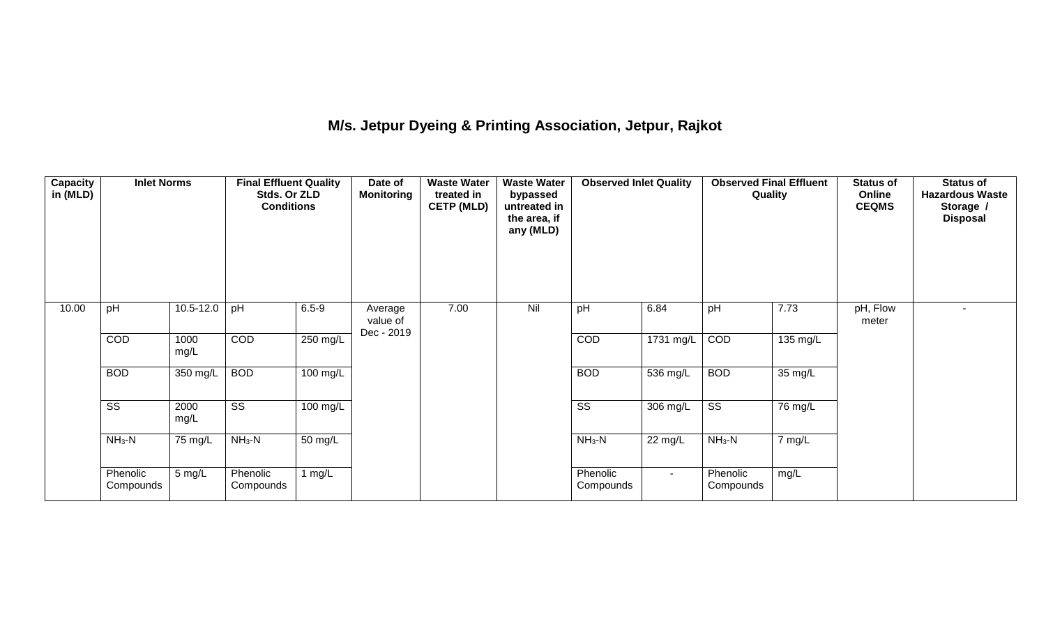# M/s. Jetpur Dyeing & Printing Association, Jetpur, Rajkot

| Capacity in (MLD) | Inlet Norms | | Final Effluent Quality Stds. Or ZLD Conditions | | Date of Monitoring | Waste Water treated in CETP (MLD) | Waste Water bypassed untreated in the area, if any (MLD) | Observed Inlet Quality | | Observed Final Effluent Quality | | Status of Online CEQMS | Status of Hazardous Waste Storage / Disposal |
|---|---|---|---|---|---|---|---|---|---|---|---|---|---|
| 10.00 | pH | 10.5-12.0 | pH | 6.5-9 | Average value of Dec - 2019 | 7.00 | Nil | pH | 6.84 | pH | 7.73 | pH, Flow meter | - |
| | COD | 1000 mg/L | COD | 250 mg/L | | | | COD | 1731 mg/L | COD | 135 mg/L | | |
| | BOD | 350 mg/L | BOD | 100 mg/L | | | | BOD | 536 mg/L | BOD | 35 mg/L | | |
| | SS | 2000 mg/L | SS | 100 mg/L | | | | SS | 306 mg/L | SS | 76 mg/L | | |
| | $NH_3$-N | 75 mg/L | $NH_3$-N | 50 mg/L | | | | $NH_3$-N | 22 mg/L | $NH_3$-N | 7 mg/L | | |
| | Phenolic Compounds | 5 mg/L | Phenolic Compounds | 1 mg/L | | | | Phenolic Compounds | - | Phenolic Compounds | mg/L | | |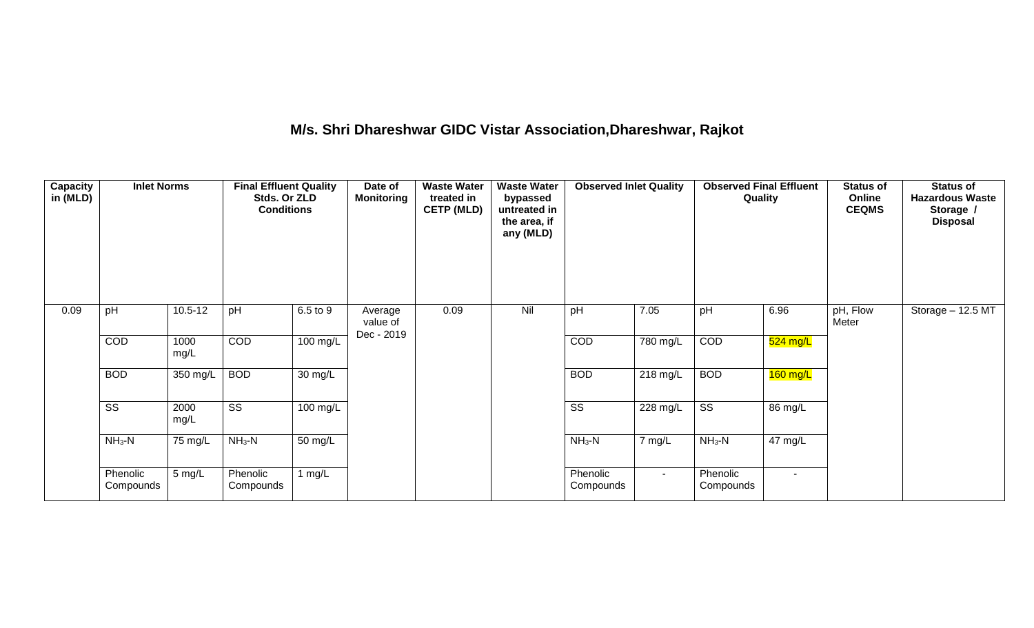## M/s. Shri Dhareshwar GIDC Vistar Association,Dhareshwar, Rajkot

| Capacity in (MLD) | Inlet Norms | | Final Effluent Quality Stds. Or ZLD Conditions | | Date of Monitoring | Waste Water treated in CETP (MLD) | Waste Water bypassed untreated in the area, if any (MLD) | Observed Inlet Quality | | Observed Final Effluent Quality | | Status of Online CEQMS | Status of Hazardous Waste Storage / Disposal |
|---|---|---|---|---|---|---|---|---|---|---|---|---|---|
| 0.09 | pH | 10.5-12 | pH | 6.5 to 9 | Average value of Dec - 2019 | 0.09 | Nil | pH | 7.05 | pH | 6.96 | pH, Flow Meter | Storage – 12.5 MT |
| | COD | 1000 mg/L | COD | 100 mg/L | | | | COD | 780 mg/L | COD | 524 mg/L | | |
| | BOD | 350 mg/L | BOD | 30 mg/L | | | | BOD | 218 mg/L | BOD | 160 mg/L | | |
| | SS | 2000 mg/L | SS | 100 mg/L | | | | SS | 228 mg/L | SS | 86 mg/L | | |
| | $NH_3$-N | 75 mg/L | $NH_3$-N | 50 mg/L | | | | $NH_3$-N | 7 mg/L | $NH_3$-N | 47 mg/L | | |
| | Phenolic Compounds | 5 mg/L | Phenolic Compounds | 1 mg/L | | | | Phenolic Compounds | - | Phenolic Compounds | - | | |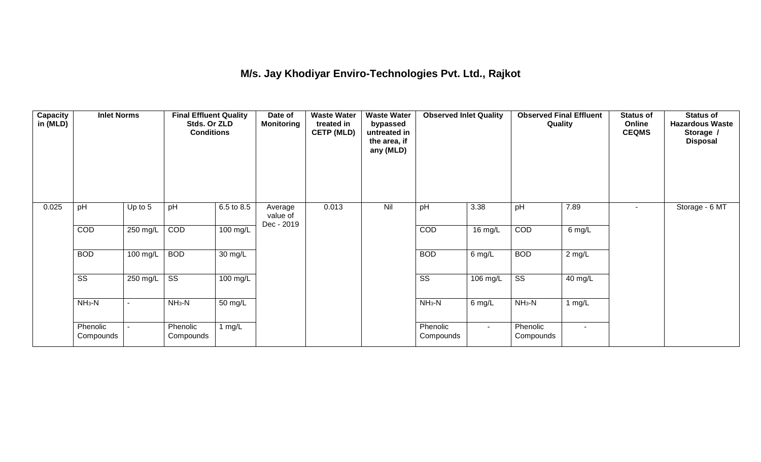# M/s. Jay Khodiyar Enviro-Technologies Pvt. Ltd., Rajkot

| Capacity in (MLD) | Inlet Norms | | Final Effluent Quality Stds. Or ZLD Conditions | | Date of Monitoring | Waste Water treated in CETP (MLD) | Waste Water bypassed untreated in the area, if any (MLD) | Observed Inlet Quality | | Observed Final Effluent Quality | | Status of Online CEQMS | Status of Hazardous Waste Storage / Disposal |
|---|---|---|---|---|---|---|---|---|---|---|---|---|---|
| 0.025 | pH | Up to 5 | pH | 6.5 to 8.5 | Average value of Dec - 2019 | 0.013 | Nil | pH | 3.38 | pH | 7.89 | - | Storage - 6 MT |
| | COD | 250 mg/L | COD | 100 mg/L | | | | COD | 16 mg/L | COD | 6 mg/L | | |
| | BOD | 100 mg/L | BOD | 30 mg/L | | | | BOD | 6 mg/L | BOD | 2 mg/L | | |
| | SS | 250 mg/L | SS | 100 mg/L | | | | SS | 106 mg/L | SS | 40 mg/L | | |
| | $NH_3$-N | - | $NH_3$-N | 50 mg/L | | | | $NH_3$-N | 6 mg/L | $NH_3$-N | 1 mg/L | | |
| | Phenolic Compounds | - | Phenolic Compounds | 1 mg/L | | | | Phenolic Compounds | - | Phenolic Compounds | - | | |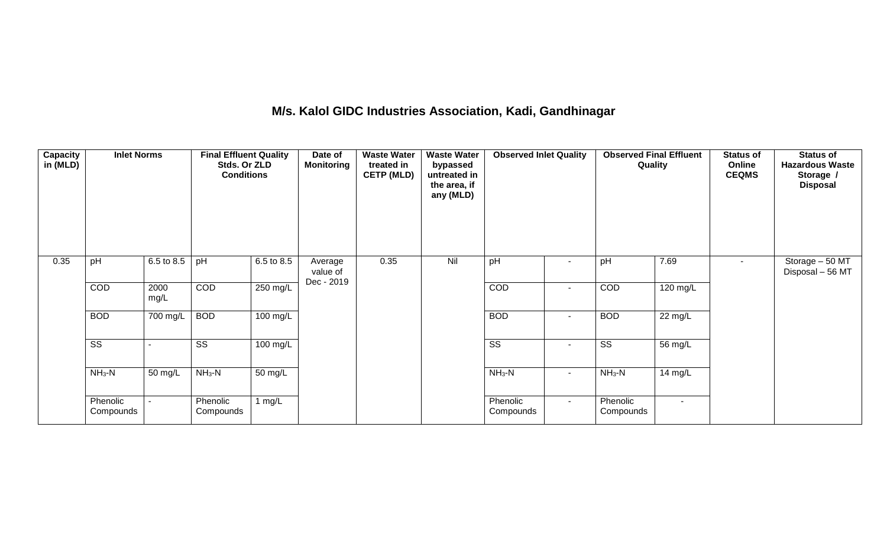**M/s. Kalol GIDC Industries Association, Kadi, Gandhinagar**

| Capacity in (MLD) | Inlet Norms | | Final Effluent Quality Stds. Or ZLD Conditions | | Date of Monitoring | Waste Water treated in CETP (MLD) | Waste Water bypassed untreated in the area, if any (MLD) | Observed Inlet Quality | | Observed Final Effluent Quality | | Status of Online CEQMS | Status of Hazardous Waste Storage / Disposal |
|---|---|---|---|---|---|---|---|---|---|---|---|---|---|
| 0.35 | pH | 6.5 to 8.5 | pH | 6.5 to 8.5 | Average value of Dec - 2019 | 0.35 | Nil | pH | - | pH | 7.69 | - | Storage – 50 MT Disposal – 56 MT |
| | COD | 2000 mg/L | COD | 250 mg/L | | | | COD | - | COD | 120 mg/L | | |
| | BOD | 700 mg/L | BOD | 100 mg/L | | | | BOD | - | BOD | 22 mg/L | | |
| | SS | - | SS | 100 mg/L | | | | SS | - | SS | 56 mg/L | | |
| | $NH_3$-N | 50 mg/L | $NH_3$-N | 50 mg/L | | | | $NH_3$-N | - | $NH_3$-N | 14 mg/L | | |
| | Phenolic Compounds | - | Phenolic Compounds | 1 mg/L | | | | Phenolic Compounds | - | Phenolic Compounds | - | | |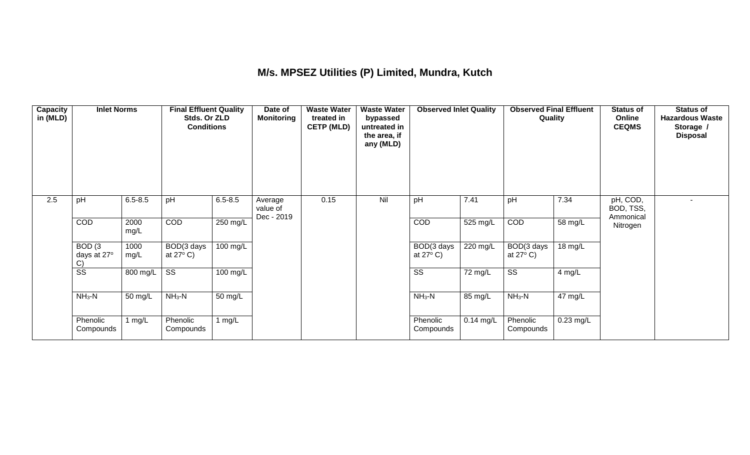## M/s. MPSEZ Utilities (P) Limited, Mundra, Kutch

| Capacity in (MLD) | Inlet Norms | | Final Effluent Quality Stds. Or ZLD Conditions | | Date of Monitoring | Waste Water treated in CETP (MLD) | Waste Water bypassed untreated in the area, if any (MLD) | Observed Inlet Quality | | Observed Final Effluent Quality | | Status of Online CEQMS | Status of Hazardous Waste Storage / Disposal |
|---|---|---|---|---|---|---|---|---|---|---|---|---|---|
| 2.5 | pH | 6.5-8.5 | pH | 6.5-8.5 | Average value of Dec - 2019 | 0.15 | Nil | pH | 7.41 | pH | 7.34 | pH, COD, BOD, TSS, Ammonical Nitrogen | - |
| | COD | 2000 mg/L | COD | 250 mg/L | | | | COD | 525 mg/L | COD | 58 mg/L | | |
| | BOD (3 days at 27° C) | 1000 mg/L | BOD(3 days at 27° C) | 100 mg/L | | | | BOD(3 days at 27° C) | 220 mg/L | BOD(3 days at 27° C) | 18 mg/L | | |
| | SS | 800 mg/L | SS | 100 mg/L | | | | SS | 72 mg/L | SS | 4 mg/L | | |
| | $NH_3$-N | 50 mg/L | $NH_3$-N | 50 mg/L | | | | $NH_3$-N | 85 mg/L | $NH_3$-N | 47 mg/L | | |
| | Phenolic Compounds | 1 mg/L | Phenolic Compounds | 1 mg/L | | | | Phenolic Compounds | 0.14 mg/L | Phenolic Compounds | 0.23 mg/L | | |